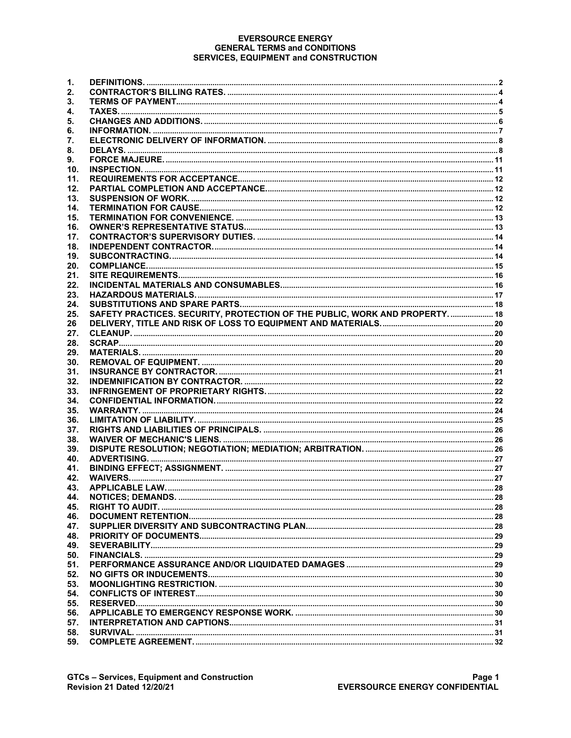# EVERSOURCE ENERGY
## GENERAL TERMS and CONDITIONS
## SERVICES, EQUIPMENT and CONSTRUCTION

| | | |
|---|---|---|
| 1. | DEFINITIONS. | 2 |
| 2. | CONTRACTOR'S BILLING RATES. | 4 |
| 3. | TERMS OF PAYMENT | 4 |
| 4. | TAXES. | 5 |
| 5. | CHANGES AND ADDITIONS. | 6 |
| 6. | INFORMATION. | 7 |
| 7. | ELECTRONIC DELIVERY OF INFORMATION. | 8 |
| 8. | DELAYS. | 8 |
| 9. | FORCE MAJEURE. | 11 |
| 10. | INSPECTION. | 11 |
| 11. | REQUIREMENTS FOR ACCEPTANCE | 12 |
| 12. | PARTIAL COMPLETION AND ACCEPTANCE. | 12 |
| 13. | SUSPENSION OF WORK. | 12 |
| 14. | TERMINATION FOR CAUSE. | 12 |
| 15. | TERMINATION FOR CONVENIENCE. | 13 |
| 16. | OWNER'S REPRESENTATIVE STATUS. | 13 |
| 17. | CONTRACTOR'S SUPERVISORY DUTIES. | 14 |
| 18. | INDEPENDENT CONTRACTOR. | 14 |
| 19. | SUBCONTRACTING. | 14 |
| 20. | COMPLIANCE. | 15 |
| 21. | SITE REQUIREMENTS. | 16 |
| 22. | INCIDENTAL MATERIALS AND CONSUMABLES. | 16 |
| 23. | HAZARDOUS MATERIALS. | 17 |
| 24. | SUBSTITUTIONS AND SPARE PARTS. | 18 |
| 25. | SAFETY PRACTICES. SECURITY, PROTECTION OF THE PUBLIC, WORK AND PROPERTY. | 18 |
| 26 | DELIVERY, TITLE AND RISK OF LOSS TO EQUIPMENT AND MATERIALS. | 20 |
| 27. | CLEANUP. | 20 |
| 28. | SCRAP. | 20 |
| 29. | MATERIALS. | 20 |
| 30. | REMOVAL OF EQUIPMENT. | 20 |
| 31. | INSURANCE BY CONTRACTOR. | 21 |
| 32. | INDEMNIFICATION BY CONTRACTOR. | 22 |
| 33. | INFRINGEMENT OF PROPRIETARY RIGHTS. | 22 |
| 34. | CONFIDENTIAL INFORMATION. | 22 |
| 35. | WARRANTY. | 24 |
| 36. | LIMITATION OF LIABILITY. | 25 |
| 37. | RIGHTS AND LIABILITIES OF PRINCIPALS. | 26 |
| 38. | WAIVER OF MECHANIC'S LIENS. | 26 |
| 39. | DISPUTE RESOLUTION; NEGOTIATION; MEDIATION; ARBITRATION. | 26 |
| 40. | ADVERTISING. | 27 |
| 41. | BINDING EFFECT; ASSIGNMENT. | 27 |
| 42. | WAIVERS. | 27 |
| 43. | APPLICABLE LAW. | 28 |
| 44. | NOTICES; DEMANDS. | 28 |
| 45. | RIGHT TO AUDIT. | 28 |
| 46. | DOCUMENT RETENTION. | 28 |
| 47. | SUPPLIER DIVERSITY AND SUBCONTRACTING PLAN | 28 |
| 48. | PRIORITY OF DOCUMENTS. | 29 |
| 49. | SEVERABILITY. | 29 |
| 50. | FINANCIALS. | 29 |
| 51. | PERFORMANCE ASSURANCE AND/OR LIQUIDATED DAMAGES | 29 |
| 52. | NO GIFTS OR INDUCEMENTS. | 30 |
| 53. | MOONLIGHTING RESTRICTION. | 30 |
| 54. | CONFLICTS OF INTEREST. | 30 |
| 55. | RESERVED. | 30 |
| 56. | APPLICABLE TO EMERGENCY RESPONSE WORK. | 30 |
| 57. | INTERPRETATION AND CAPTIONS. | 31 |
| 58. | SURVIVAL. | 31 |
| 59. | COMPLETE AGREEMENT. | 32 |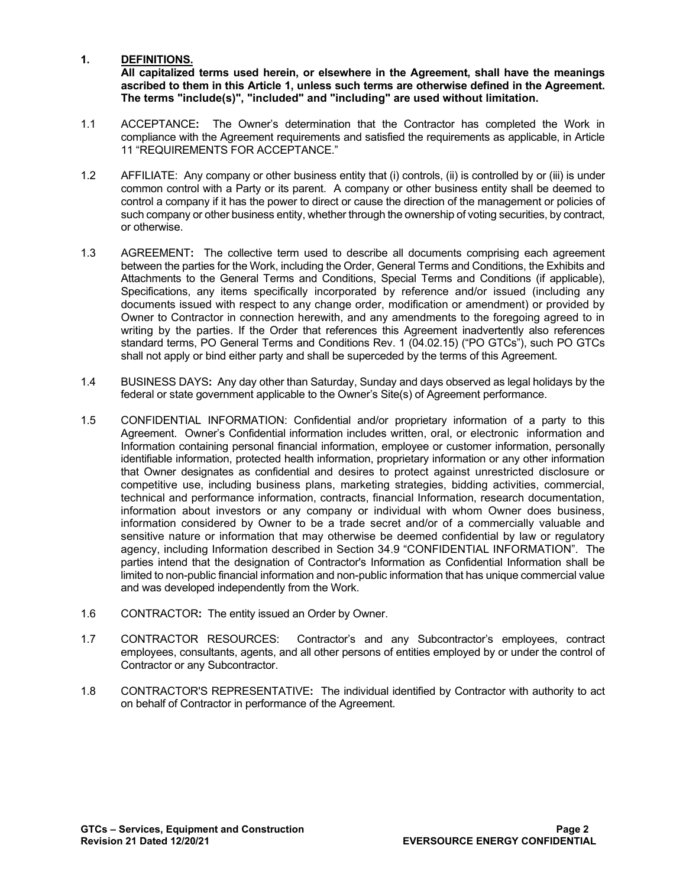## 1. DEFINITIONS.

**All capitalized terms used herein, or elsewhere in the Agreement, shall have the meanings ascribed to them in this Article 1, unless such terms are otherwise defined in the Agreement. The terms "include(s)", "included" and "including" are used without limitation.**

1.1 ACCEPTANCE**:** The Owner's determination that the Contractor has completed the Work in compliance with the Agreement requirements and satisfied the requirements as applicable, in Article 11 "REQUIREMENTS FOR ACCEPTANCE."

1.2 AFFILIATE: Any company or other business entity that (i) controls, (ii) is controlled by or (iii) is under common control with a Party or its parent. A company or other business entity shall be deemed to control a company if it has the power to direct or cause the direction of the management or policies of such company or other business entity, whether through the ownership of voting securities, by contract, or otherwise.

1.3 AGREEMENT**:** The collective term used to describe all documents comprising each agreement between the parties for the Work, including the Order, General Terms and Conditions, the Exhibits and Attachments to the General Terms and Conditions, Special Terms and Conditions (if applicable), Specifications, any items specifically incorporated by reference and/or issued (including any documents issued with respect to any change order, modification or amendment) or provided by Owner to Contractor in connection herewith, and any amendments to the foregoing agreed to in writing by the parties. If the Order that references this Agreement inadvertently also references standard terms, PO General Terms and Conditions Rev. 1 (04.02.15) ("PO GTCs"), such PO GTCs shall not apply or bind either party and shall be superceded by the terms of this Agreement.

1.4 BUSINESS DAYS**:** Any day other than Saturday, Sunday and days observed as legal holidays by the federal or state government applicable to the Owner's Site(s) of Agreement performance.

1.5 CONFIDENTIAL INFORMATION: Confidential and/or proprietary information of a party to this Agreement. Owner's Confidential information includes written, oral, or electronic information and Information containing personal financial information, employee or customer information, personally identifiable information, protected health information, proprietary information or any other information that Owner designates as confidential and desires to protect against unrestricted disclosure or competitive use, including business plans, marketing strategies, bidding activities, commercial, technical and performance information, contracts, financial Information, research documentation, information about investors or any company or individual with whom Owner does business, information considered by Owner to be a trade secret and/or of a commercially valuable and sensitive nature or information that may otherwise be deemed confidential by law or regulatory agency, including Information described in Section 34.9 "CONFIDENTIAL INFORMATION". The parties intend that the designation of Contractor's Information as Confidential Information shall be limited to non-public financial information and non-public information that has unique commercial value and was developed independently from the Work.

1.6 CONTRACTOR**:** The entity issued an Order by Owner.

1.7 CONTRACTOR RESOURCES: Contractor's and any Subcontractor's employees, contract employees, consultants, agents, and all other persons of entities employed by or under the control of Contractor or any Subcontractor.

1.8 CONTRACTOR'S REPRESENTATIVE**:** The individual identified by Contractor with authority to act on behalf of Contractor in performance of the Agreement.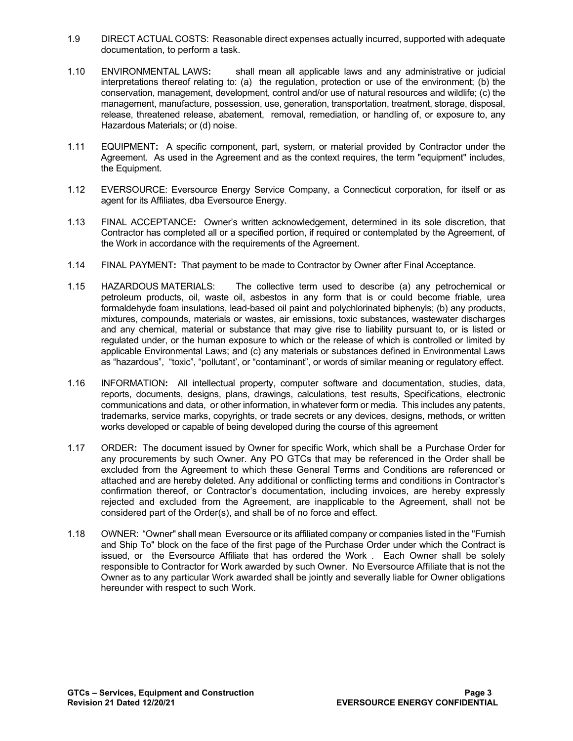1.9 DIRECT ACTUAL COSTS: Reasonable direct expenses actually incurred, supported with adequate documentation, to perform a task.

1.10 ENVIRONMENTAL LAWS**:** shall mean all applicable laws and any administrative or judicial interpretations thereof relating to: (a) the regulation, protection or use of the environment; (b) the conservation, management, development, control and/or use of natural resources and wildlife; (c) the management, manufacture, possession, use, generation, transportation, treatment, storage, disposal, release, threatened release, abatement, removal, remediation, or handling of, or exposure to, any Hazardous Materials; or (d) noise.

1.11 EQUIPMENT**:** A specific component, part, system, or material provided by Contractor under the Agreement. As used in the Agreement and as the context requires, the term "equipment" includes, the Equipment.

1.12 EVERSOURCE: Eversource Energy Service Company, a Connecticut corporation, for itself or as agent for its Affiliates, dba Eversource Energy.

1.13 FINAL ACCEPTANCE**:** Owner's written acknowledgement, determined in its sole discretion, that Contractor has completed all or a specified portion, if required or contemplated by the Agreement, of the Work in accordance with the requirements of the Agreement.

1.14 FINAL PAYMENT**:** That payment to be made to Contractor by Owner after Final Acceptance.

1.15 HAZARDOUS MATERIALS: The collective term used to describe (a) any petrochemical or petroleum products, oil, waste oil, asbestos in any form that is or could become friable, urea formaldehyde foam insulations, lead-based oil paint and polychlorinated biphenyls; (b) any products, mixtures, compounds, materials or wastes, air emissions, toxic substances, wastewater discharges and any chemical, material or substance that may give rise to liability pursuant to, or is listed or regulated under, or the human exposure to which or the release of which is controlled or limited by applicable Environmental Laws; and (c) any materials or substances defined in Environmental Laws as "hazardous", "toxic", "pollutant', or "contaminant", or words of similar meaning or regulatory effect.

1.16 INFORMATION**:** All intellectual property, computer software and documentation, studies, data, reports, documents, designs, plans, drawings, calculations, test results, Specifications, electronic communications and data, or other information, in whatever form or media. This includes any patents, trademarks, service marks, copyrights, or trade secrets or any devices, designs, methods, or written works developed or capable of being developed during the course of this agreement

1.17 ORDER**:** The document issued by Owner for specific Work, which shall be a Purchase Order for any procurements by such Owner. Any PO GTCs that may be referenced in the Order shall be excluded from the Agreement to which these General Terms and Conditions are referenced or attached and are hereby deleted. Any additional or conflicting terms and conditions in Contractor's confirmation thereof, or Contractor's documentation, including invoices, are hereby expressly rejected and excluded from the Agreement, are inapplicable to the Agreement, shall not be considered part of the Order(s), and shall be of no force and effect.

1.18 OWNER: "Owner" shall mean Eversource or its affiliated company or companies listed in the "Furnish and Ship To" block on the face of the first page of the Purchase Order under which the Contract is issued, or the Eversource Affiliate that has ordered the Work . Each Owner shall be solely responsible to Contractor for Work awarded by such Owner. No Eversource Affiliate that is not the Owner as to any particular Work awarded shall be jointly and severally liable for Owner obligations hereunder with respect to such Work.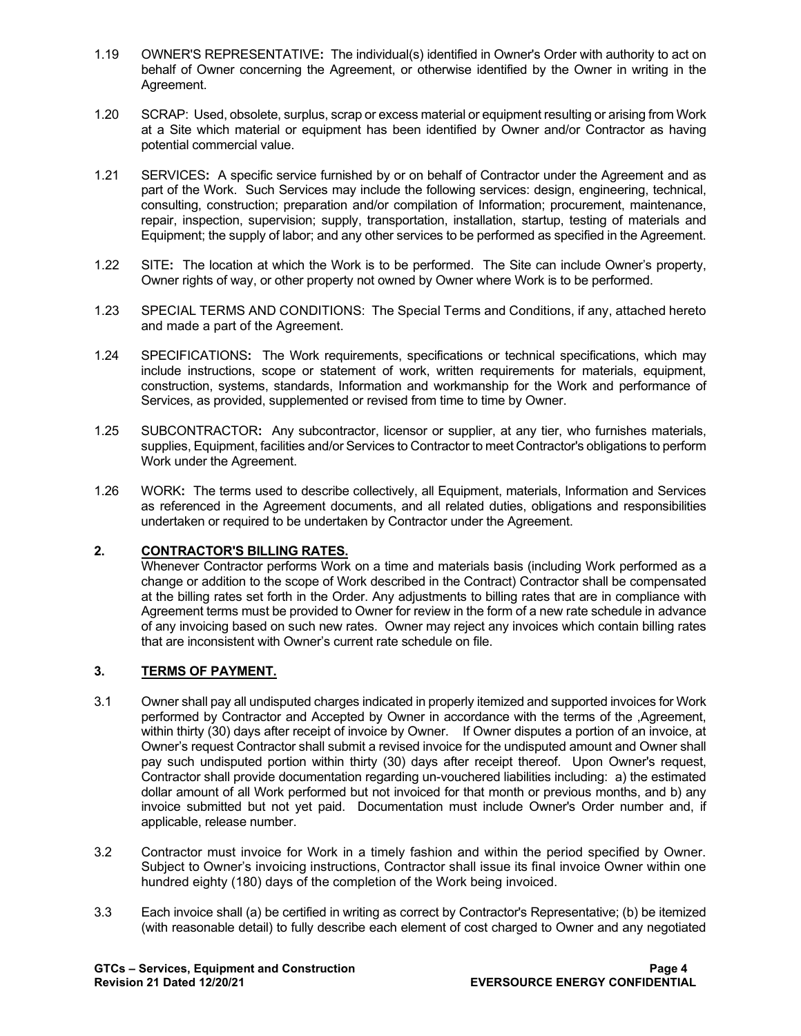1.19 OWNER'S REPRESENTATIVE**:** The individual(s) identified in Owner's Order with authority to act on behalf of Owner concerning the Agreement, or otherwise identified by the Owner in writing in the Agreement.

1.20 SCRAP: Used, obsolete, surplus, scrap or excess material or equipment resulting or arising from Work at a Site which material or equipment has been identified by Owner and/or Contractor as having potential commercial value.

1.21 SERVICES**:** A specific service furnished by or on behalf of Contractor under the Agreement and as part of the Work. Such Services may include the following services: design, engineering, technical, consulting, construction; preparation and/or compilation of Information; procurement, maintenance, repair, inspection, supervision; supply, transportation, installation, startup, testing of materials and Equipment; the supply of labor; and any other services to be performed as specified in the Agreement.

1.22 SITE**:** The location at which the Work is to be performed. The Site can include Owner's property, Owner rights of way, or other property not owned by Owner where Work is to be performed.

1.23 SPECIAL TERMS AND CONDITIONS: The Special Terms and Conditions, if any, attached hereto and made a part of the Agreement.

1.24 SPECIFICATIONS**:** The Work requirements, specifications or technical specifications, which may include instructions, scope or statement of work, written requirements for materials, equipment, construction, systems, standards, Information and workmanship for the Work and performance of Services, as provided, supplemented or revised from time to time by Owner.

1.25 SUBCONTRACTOR**:** Any subcontractor, licensor or supplier, at any tier, who furnishes materials, supplies, Equipment, facilities and/or Services to Contractor to meet Contractor's obligations to perform Work under the Agreement.

1.26 WORK**:** The terms used to describe collectively, all Equipment, materials, Information and Services as referenced in the Agreement documents, and all related duties, obligations and responsibilities undertaken or required to be undertaken by Contractor under the Agreement.

## 2. CONTRACTOR'S BILLING RATES.

Whenever Contractor performs Work on a time and materials basis (including Work performed as a change or addition to the scope of Work described in the Contract) Contractor shall be compensated at the billing rates set forth in the Order. Any adjustments to billing rates that are in compliance with Agreement terms must be provided to Owner for review in the form of a new rate schedule in advance of any invoicing based on such new rates. Owner may reject any invoices which contain billing rates that are inconsistent with Owner's current rate schedule on file.

## 3. TERMS OF PAYMENT.

3.1 Owner shall pay all undisputed charges indicated in properly itemized and supported invoices for Work performed by Contractor and Accepted by Owner in accordance with the terms of the ,Agreement, within thirty (30) days after receipt of invoice by Owner. If Owner disputes a portion of an invoice, at Owner's request Contractor shall submit a revised invoice for the undisputed amount and Owner shall pay such undisputed portion within thirty (30) days after receipt thereof. Upon Owner's request, Contractor shall provide documentation regarding un-vouchered liabilities including: a) the estimated dollar amount of all Work performed but not invoiced for that month or previous months, and b) any invoice submitted but not yet paid. Documentation must include Owner's Order number and, if applicable, release number.

3.2 Contractor must invoice for Work in a timely fashion and within the period specified by Owner. Subject to Owner's invoicing instructions, Contractor shall issue its final invoice Owner within one hundred eighty (180) days of the completion of the Work being invoiced.

3.3 Each invoice shall (a) be certified in writing as correct by Contractor's Representative; (b) be itemized (with reasonable detail) to fully describe each element of cost charged to Owner and any negotiated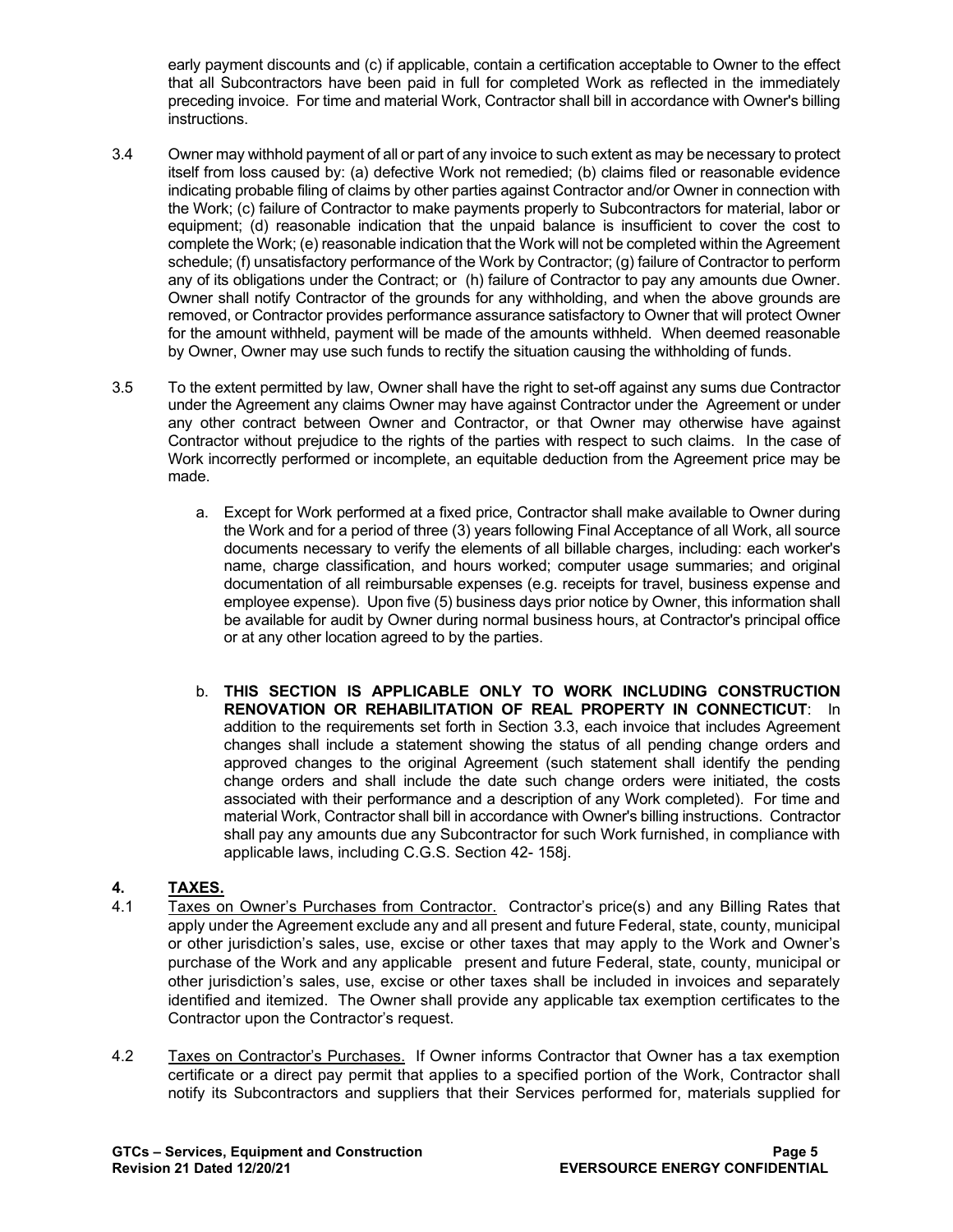early payment discounts and (c) if applicable, contain a certification acceptable to Owner to the effect that all Subcontractors have been paid in full for completed Work as reflected in the immediately preceding invoice. For time and material Work, Contractor shall bill in accordance with Owner's billing instructions.

3.4 Owner may withhold payment of all or part of any invoice to such extent as may be necessary to protect itself from loss caused by: (a) defective Work not remedied; (b) claims filed or reasonable evidence indicating probable filing of claims by other parties against Contractor and/or Owner in connection with the Work; (c) failure of Contractor to make payments properly to Subcontractors for material, labor or equipment; (d) reasonable indication that the unpaid balance is insufficient to cover the cost to complete the Work; (e) reasonable indication that the Work will not be completed within the Agreement schedule; (f) unsatisfactory performance of the Work by Contractor; (g) failure of Contractor to perform any of its obligations under the Contract; or (h) failure of Contractor to pay any amounts due Owner. Owner shall notify Contractor of the grounds for any withholding, and when the above grounds are removed, or Contractor provides performance assurance satisfactory to Owner that will protect Owner for the amount withheld, payment will be made of the amounts withheld. When deemed reasonable by Owner, Owner may use such funds to rectify the situation causing the withholding of funds.

3.5 To the extent permitted by law, Owner shall have the right to set-off against any sums due Contractor under the Agreement any claims Owner may have against Contractor under the Agreement or under any other contract between Owner and Contractor, or that Owner may otherwise have against Contractor without prejudice to the rights of the parties with respect to such claims. In the case of Work incorrectly performed or incomplete, an equitable deduction from the Agreement price may be made.

a. Except for Work performed at a fixed price, Contractor shall make available to Owner during the Work and for a period of three (3) years following Final Acceptance of all Work, all source documents necessary to verify the elements of all billable charges, including: each worker's name, charge classification, and hours worked; computer usage summaries; and original documentation of all reimbursable expenses (e.g. receipts for travel, business expense and employee expense). Upon five (5) business days prior notice by Owner, this information shall be available for audit by Owner during normal business hours, at Contractor's principal office or at any other location agreed to by the parties.

b. **THIS SECTION IS APPLICABLE ONLY TO WORK INCLUDING CONSTRUCTION RENOVATION OR REHABILITATION OF REAL PROPERTY IN CONNECTICUT**: In addition to the requirements set forth in Section 3.3, each invoice that includes Agreement changes shall include a statement showing the status of all pending change orders and approved changes to the original Agreement (such statement shall identify the pending change orders and shall include the date such change orders were initiated, the costs associated with their performance and a description of any Work completed). For time and material Work, Contractor shall bill in accordance with Owner's billing instructions. Contractor shall pay any amounts due any Subcontractor for such Work furnished, in compliance with applicable laws, including C.G.S. Section 42- 158j.

## 4. <u>TAXES.</u>

4.1 <u>Taxes on Owner's Purchases from Contractor.</u> Contractor's price(s) and any Billing Rates that apply under the Agreement exclude any and all present and future Federal, state, county, municipal or other jurisdiction's sales, use, excise or other taxes that may apply to the Work and Owner's purchase of the Work and any applicable present and future Federal, state, county, municipal or other jurisdiction's sales, use, excise or other taxes shall be included in invoices and separately identified and itemized. The Owner shall provide any applicable tax exemption certificates to the Contractor upon the Contractor's request.

4.2 <u>Taxes on Contractor's Purchases.</u> If Owner informs Contractor that Owner has a tax exemption certificate or a direct pay permit that applies to a specified portion of the Work, Contractor shall notify its Subcontractors and suppliers that their Services performed for, materials supplied for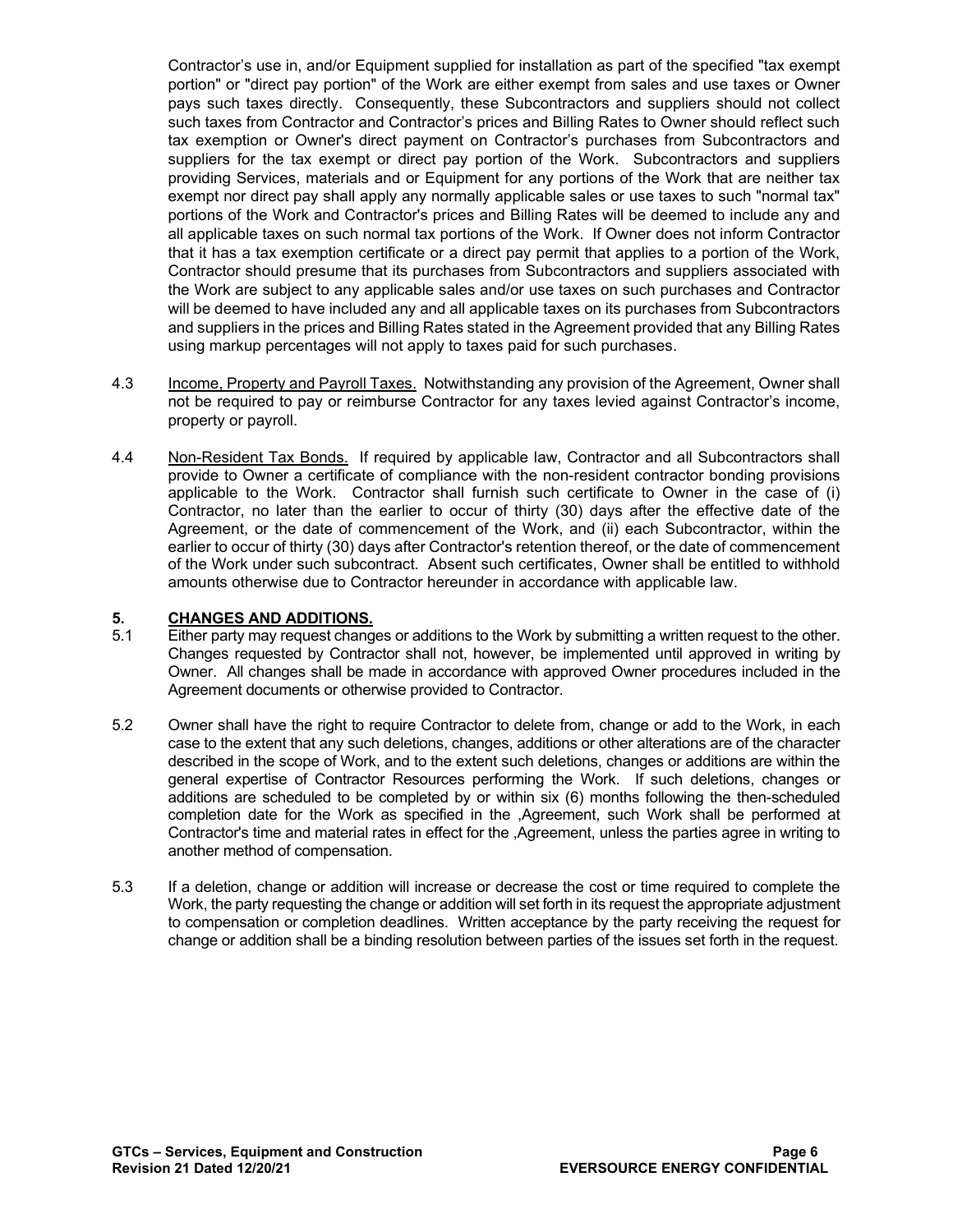Contractor's use in, and/or Equipment supplied for installation as part of the specified "tax exempt portion" or "direct pay portion" of the Work are either exempt from sales and use taxes or Owner pays such taxes directly. Consequently, these Subcontractors and suppliers should not collect such taxes from Contractor and Contractor's prices and Billing Rates to Owner should reflect such tax exemption or Owner's direct payment on Contractor's purchases from Subcontractors and suppliers for the tax exempt or direct pay portion of the Work. Subcontractors and suppliers providing Services, materials and or Equipment for any portions of the Work that are neither tax exempt nor direct pay shall apply any normally applicable sales or use taxes to such "normal tax" portions of the Work and Contractor's prices and Billing Rates will be deemed to include any and all applicable taxes on such normal tax portions of the Work. If Owner does not inform Contractor that it has a tax exemption certificate or a direct pay permit that applies to a portion of the Work, Contractor should presume that its purchases from Subcontractors and suppliers associated with the Work are subject to any applicable sales and/or use taxes on such purchases and Contractor will be deemed to have included any and all applicable taxes on its purchases from Subcontractors and suppliers in the prices and Billing Rates stated in the Agreement provided that any Billing Rates using markup percentages will not apply to taxes paid for such purchases.

4.3 Income, Property and Payroll Taxes. Notwithstanding any provision of the Agreement, Owner shall not be required to pay or reimburse Contractor for any taxes levied against Contractor's income, property or payroll.

4.4 Non-Resident Tax Bonds. If required by applicable law, Contractor and all Subcontractors shall provide to Owner a certificate of compliance with the non-resident contractor bonding provisions applicable to the Work. Contractor shall furnish such certificate to Owner in the case of (i) Contractor, no later than the earlier to occur of thirty (30) days after the effective date of the Agreement, or the date of commencement of the Work, and (ii) each Subcontractor, within the earlier to occur of thirty (30) days after Contractor's retention thereof, or the date of commencement of the Work under such subcontract. Absent such certificates, Owner shall be entitled to withhold amounts otherwise due to Contractor hereunder in accordance with applicable law.

## 5. CHANGES AND ADDITIONS.

5.1 Either party may request changes or additions to the Work by submitting a written request to the other. Changes requested by Contractor shall not, however, be implemented until approved in writing by Owner. All changes shall be made in accordance with approved Owner procedures included in the Agreement documents or otherwise provided to Contractor.

5.2 Owner shall have the right to require Contractor to delete from, change or add to the Work, in each case to the extent that any such deletions, changes, additions or other alterations are of the character described in the scope of Work, and to the extent such deletions, changes or additions are within the general expertise of Contractor Resources performing the Work. If such deletions, changes or additions are scheduled to be completed by or within six (6) months following the then-scheduled completion date for the Work as specified in the ,Agreement, such Work shall be performed at Contractor's time and material rates in effect for the ,Agreement, unless the parties agree in writing to another method of compensation.

5.3 If a deletion, change or addition will increase or decrease the cost or time required to complete the Work, the party requesting the change or addition will set forth in its request the appropriate adjustment to compensation or completion deadlines. Written acceptance by the party receiving the request for change or addition shall be a binding resolution between parties of the issues set forth in the request.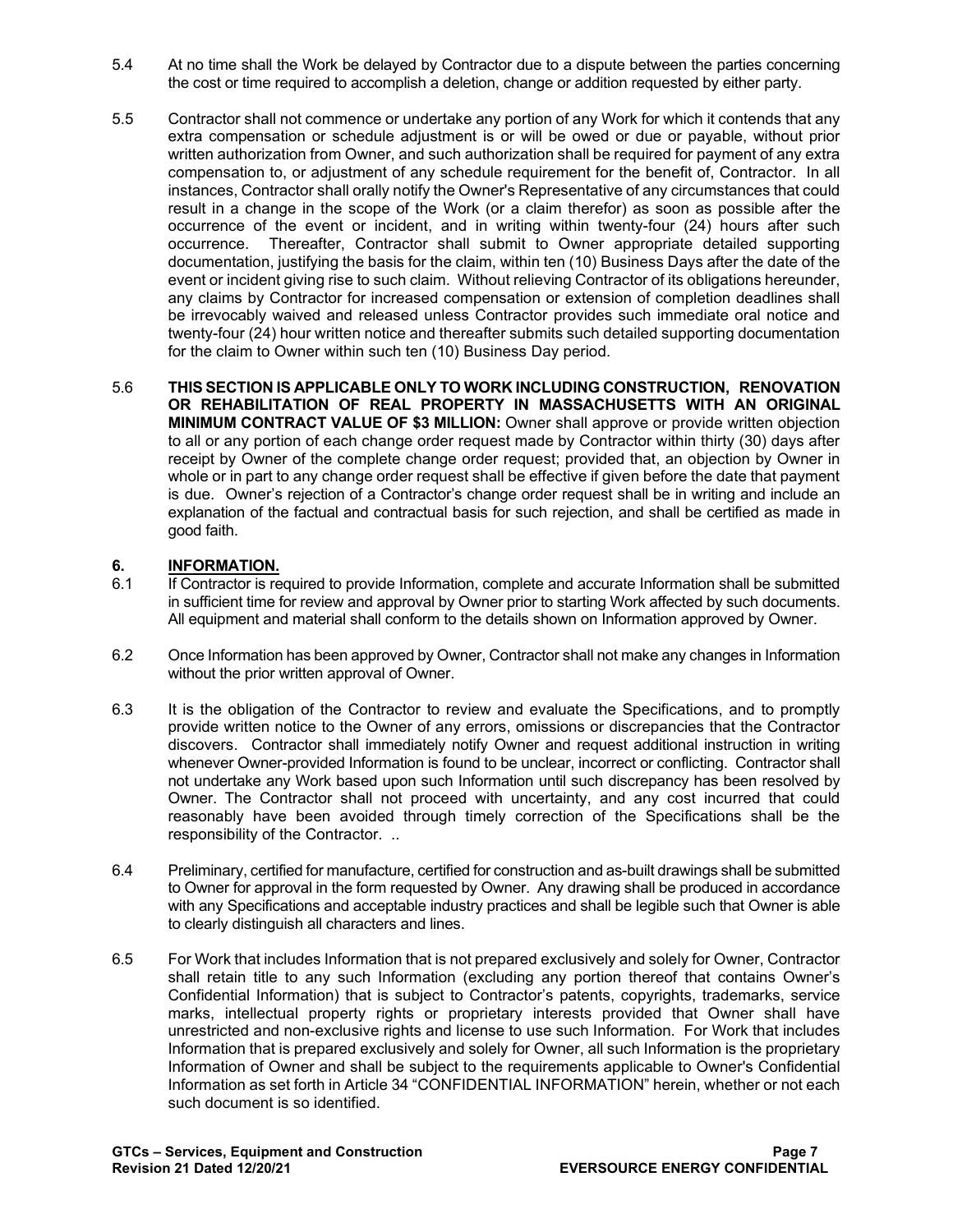5.4 At no time shall the Work be delayed by Contractor due to a dispute between the parties concerning the cost or time required to accomplish a deletion, change or addition requested by either party.

5.5 Contractor shall not commence or undertake any portion of any Work for which it contends that any extra compensation or schedule adjustment is or will be owed or due or payable, without prior written authorization from Owner, and such authorization shall be required for payment of any extra compensation to, or adjustment of any schedule requirement for the benefit of, Contractor. In all instances, Contractor shall orally notify the Owner's Representative of any circumstances that could result in a change in the scope of the Work (or a claim therefor) as soon as possible after the occurrence of the event or incident, and in writing within twenty-four (24) hours after such occurrence. Thereafter, Contractor shall submit to Owner appropriate detailed supporting documentation, justifying the basis for the claim, within ten (10) Business Days after the date of the event or incident giving rise to such claim. Without relieving Contractor of its obligations hereunder, any claims by Contractor for increased compensation or extension of completion deadlines shall be irrevocably waived and released unless Contractor provides such immediate oral notice and twenty-four (24) hour written notice and thereafter submits such detailed supporting documentation for the claim to Owner within such ten (10) Business Day period.

5.6 **THIS SECTION IS APPLICABLE ONLY TO WORK INCLUDING CONSTRUCTION, RENOVATION OR REHABILITATION OF REAL PROPERTY IN MASSACHUSETTS WITH AN ORIGINAL MINIMUM CONTRACT VALUE OF $3 MILLION:** Owner shall approve or provide written objection to all or any portion of each change order request made by Contractor within thirty (30) days after receipt by Owner of the complete change order request; provided that, an objection by Owner in whole or in part to any change order request shall be effective if given before the date that payment is due. Owner's rejection of a Contractor's change order request shall be in writing and include an explanation of the factual and contractual basis for such rejection, and shall be certified as made in good faith.

## 6. INFORMATION.

6.1 If Contractor is required to provide Information, complete and accurate Information shall be submitted in sufficient time for review and approval by Owner prior to starting Work affected by such documents. All equipment and material shall conform to the details shown on Information approved by Owner.

6.2 Once Information has been approved by Owner, Contractor shall not make any changes in Information without the prior written approval of Owner.

6.3 It is the obligation of the Contractor to review and evaluate the Specifications, and to promptly provide written notice to the Owner of any errors, omissions or discrepancies that the Contractor discovers. Contractor shall immediately notify Owner and request additional instruction in writing whenever Owner-provided Information is found to be unclear, incorrect or conflicting. Contractor shall not undertake any Work based upon such Information until such discrepancy has been resolved by Owner. The Contractor shall not proceed with uncertainty, and any cost incurred that could reasonably have been avoided through timely correction of the Specifications shall be the responsibility of the Contractor. ..

6.4 Preliminary, certified for manufacture, certified for construction and as-built drawings shall be submitted to Owner for approval in the form requested by Owner. Any drawing shall be produced in accordance with any Specifications and acceptable industry practices and shall be legible such that Owner is able to clearly distinguish all characters and lines.

6.5 For Work that includes Information that is not prepared exclusively and solely for Owner, Contractor shall retain title to any such Information (excluding any portion thereof that contains Owner's Confidential Information) that is subject to Contractor's patents, copyrights, trademarks, service marks, intellectual property rights or proprietary interests provided that Owner shall have unrestricted and non-exclusive rights and license to use such Information. For Work that includes Information that is prepared exclusively and solely for Owner, all such Information is the proprietary Information of Owner and shall be subject to the requirements applicable to Owner's Confidential Information as set forth in Article 34 "CONFIDENTIAL INFORMATION" herein, whether or not each such document is so identified.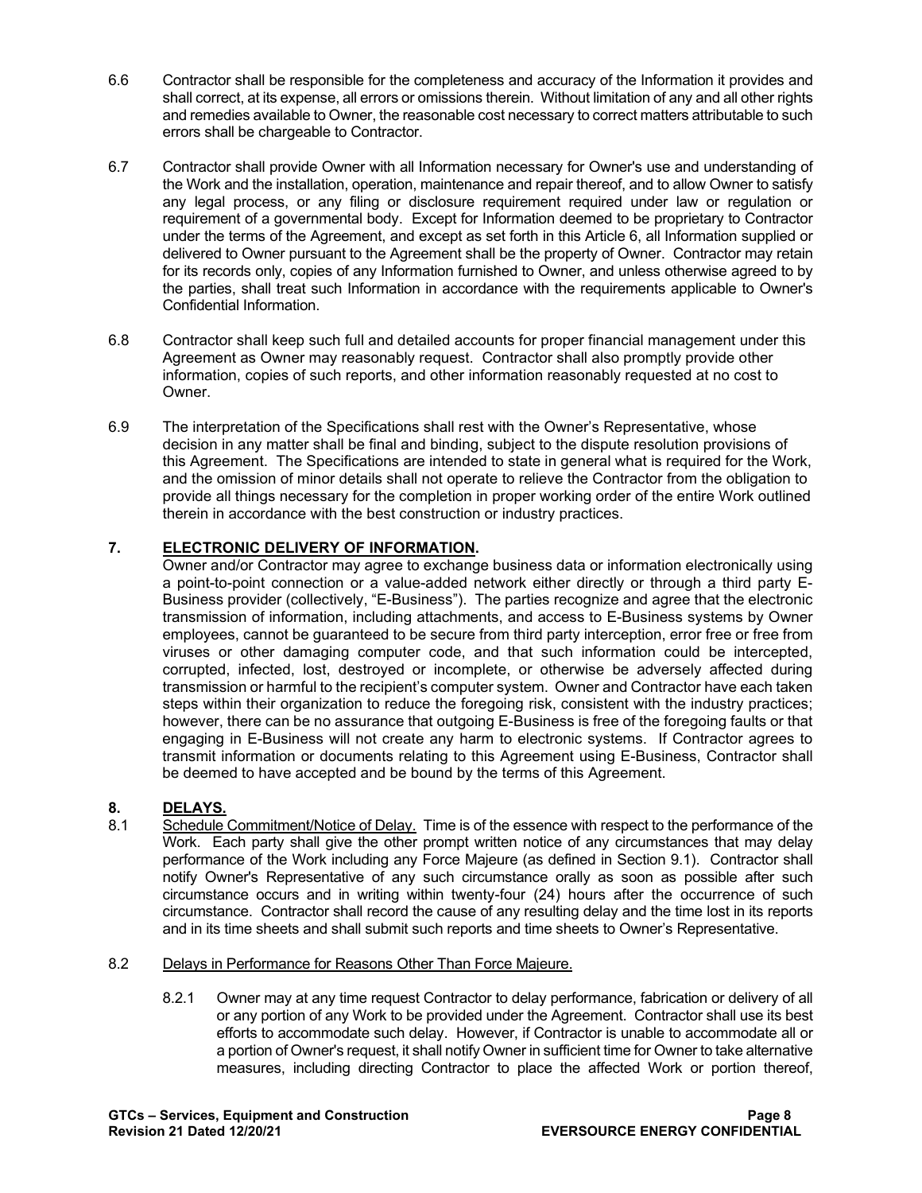6.6 Contractor shall be responsible for the completeness and accuracy of the Information it provides and shall correct, at its expense, all errors or omissions therein. Without limitation of any and all other rights and remedies available to Owner, the reasonable cost necessary to correct matters attributable to such errors shall be chargeable to Contractor.

6.7 Contractor shall provide Owner with all Information necessary for Owner's use and understanding of the Work and the installation, operation, maintenance and repair thereof, and to allow Owner to satisfy any legal process, or any filing or disclosure requirement required under law or regulation or requirement of a governmental body. Except for Information deemed to be proprietary to Contractor under the terms of the Agreement, and except as set forth in this Article 6, all Information supplied or delivered to Owner pursuant to the Agreement shall be the property of Owner. Contractor may retain for its records only, copies of any Information furnished to Owner, and unless otherwise agreed to by the parties, shall treat such Information in accordance with the requirements applicable to Owner's Confidential Information.

6.8 Contractor shall keep such full and detailed accounts for proper financial management under this Agreement as Owner may reasonably request. Contractor shall also promptly provide other information, copies of such reports, and other information reasonably requested at no cost to Owner.

6.9 The interpretation of the Specifications shall rest with the Owner's Representative, whose decision in any matter shall be final and binding, subject to the dispute resolution provisions of this Agreement. The Specifications are intended to state in general what is required for the Work, and the omission of minor details shall not operate to relieve the Contractor from the obligation to provide all things necessary for the completion in proper working order of the entire Work outlined therein in accordance with the best construction or industry practices.

## 7. ELECTRONIC DELIVERY OF INFORMATION.

Owner and/or Contractor may agree to exchange business data or information electronically using a point-to-point connection or a value-added network either directly or through a third party E-Business provider (collectively, "E-Business"). The parties recognize and agree that the electronic transmission of information, including attachments, and access to E-Business systems by Owner employees, cannot be guaranteed to be secure from third party interception, error free or free from viruses or other damaging computer code, and that such information could be intercepted, corrupted, infected, lost, destroyed or incomplete, or otherwise be adversely affected during transmission or harmful to the recipient's computer system. Owner and Contractor have each taken steps within their organization to reduce the foregoing risk, consistent with the industry practices; however, there can be no assurance that outgoing E-Business is free of the foregoing faults or that engaging in E-Business will not create any harm to electronic systems. If Contractor agrees to transmit information or documents relating to this Agreement using E-Business, Contractor shall be deemed to have accepted and be bound by the terms of this Agreement.

## 8. DELAYS.

8.1 Schedule Commitment/Notice of Delay. Time is of the essence with respect to the performance of the Work. Each party shall give the other prompt written notice of any circumstances that may delay performance of the Work including any Force Majeure (as defined in Section 9.1). Contractor shall notify Owner's Representative of any such circumstance orally as soon as possible after such circumstance occurs and in writing within twenty-four (24) hours after the occurrence of such circumstance. Contractor shall record the cause of any resulting delay and the time lost in its reports and in its time sheets and shall submit such reports and time sheets to Owner's Representative.

8.2 Delays in Performance for Reasons Other Than Force Majeure.

8.2.1 Owner may at any time request Contractor to delay performance, fabrication or delivery of all or any portion of any Work to be provided under the Agreement. Contractor shall use its best efforts to accommodate such delay. However, if Contractor is unable to accommodate all or a portion of Owner's request, it shall notify Owner in sufficient time for Owner to take alternative measures, including directing Contractor to place the affected Work or portion thereof,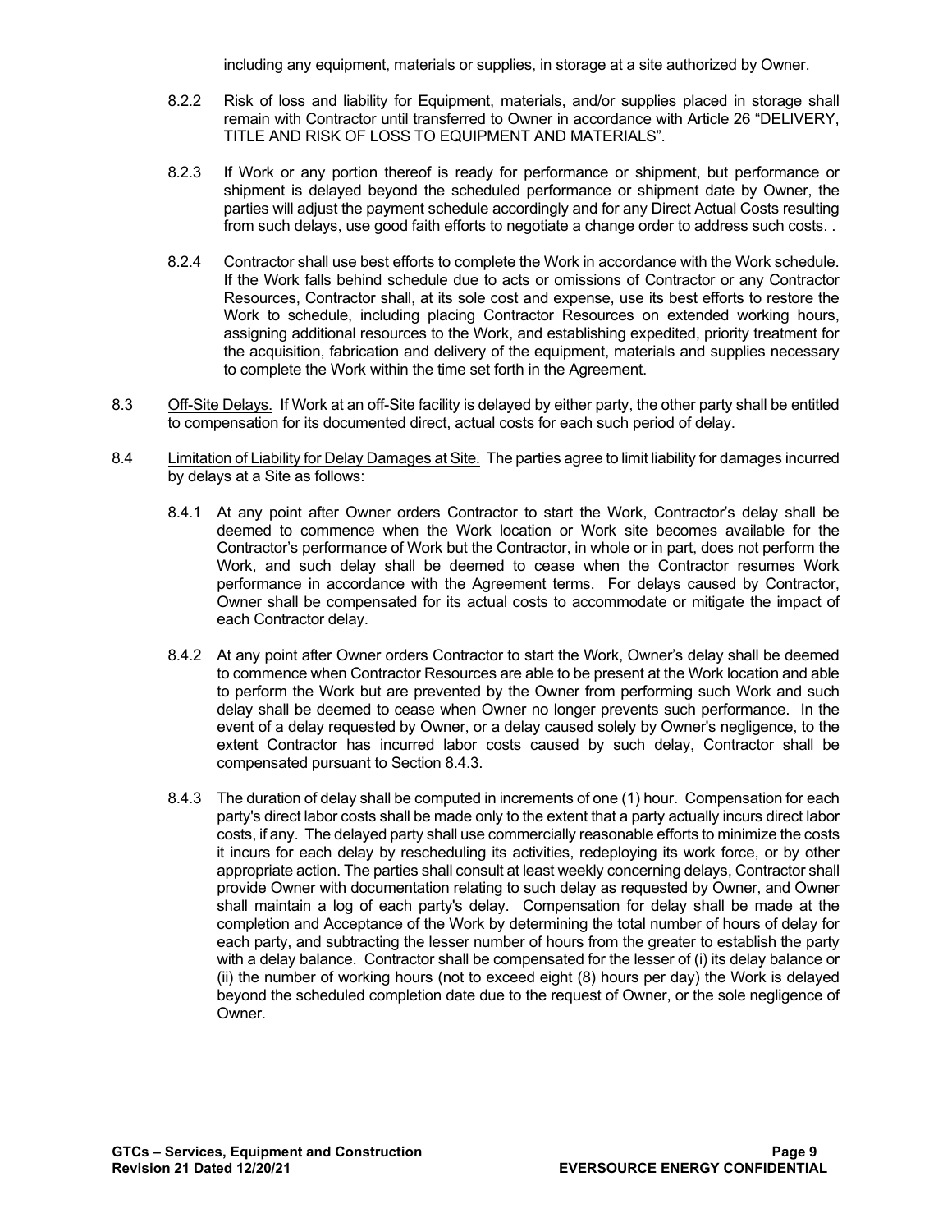including any equipment, materials or supplies, in storage at a site authorized by Owner.

8.2.2 Risk of loss and liability for Equipment, materials, and/or supplies placed in storage shall remain with Contractor until transferred to Owner in accordance with Article 26 "DELIVERY, TITLE AND RISK OF LOSS TO EQUIPMENT AND MATERIALS".

8.2.3 If Work or any portion thereof is ready for performance or shipment, but performance or shipment is delayed beyond the scheduled performance or shipment date by Owner, the parties will adjust the payment schedule accordingly and for any Direct Actual Costs resulting from such delays, use good faith efforts to negotiate a change order to address such costs. .

8.2.4 Contractor shall use best efforts to complete the Work in accordance with the Work schedule. If the Work falls behind schedule due to acts or omissions of Contractor or any Contractor Resources, Contractor shall, at its sole cost and expense, use its best efforts to restore the Work to schedule, including placing Contractor Resources on extended working hours, assigning additional resources to the Work, and establishing expedited, priority treatment for the acquisition, fabrication and delivery of the equipment, materials and supplies necessary to complete the Work within the time set forth in the Agreement.

8.3 Off-Site Delays. If Work at an off-Site facility is delayed by either party, the other party shall be entitled to compensation for its documented direct, actual costs for each such period of delay.

8.4 Limitation of Liability for Delay Damages at Site. The parties agree to limit liability for damages incurred by delays at a Site as follows:

8.4.1 At any point after Owner orders Contractor to start the Work, Contractor's delay shall be deemed to commence when the Work location or Work site becomes available for the Contractor's performance of Work but the Contractor, in whole or in part, does not perform the Work, and such delay shall be deemed to cease when the Contractor resumes Work performance in accordance with the Agreement terms. For delays caused by Contractor, Owner shall be compensated for its actual costs to accommodate or mitigate the impact of each Contractor delay.

8.4.2 At any point after Owner orders Contractor to start the Work, Owner's delay shall be deemed to commence when Contractor Resources are able to be present at the Work location and able to perform the Work but are prevented by the Owner from performing such Work and such delay shall be deemed to cease when Owner no longer prevents such performance. In the event of a delay requested by Owner, or a delay caused solely by Owner's negligence, to the extent Contractor has incurred labor costs caused by such delay, Contractor shall be compensated pursuant to Section 8.4.3.

8.4.3 The duration of delay shall be computed in increments of one (1) hour. Compensation for each party's direct labor costs shall be made only to the extent that a party actually incurs direct labor costs, if any. The delayed party shall use commercially reasonable efforts to minimize the costs it incurs for each delay by rescheduling its activities, redeploying its work force, or by other appropriate action. The parties shall consult at least weekly concerning delays, Contractor shall provide Owner with documentation relating to such delay as requested by Owner, and Owner shall maintain a log of each party's delay. Compensation for delay shall be made at the completion and Acceptance of the Work by determining the total number of hours of delay for each party, and subtracting the lesser number of hours from the greater to establish the party with a delay balance. Contractor shall be compensated for the lesser of (i) its delay balance or (ii) the number of working hours (not to exceed eight (8) hours per day) the Work is delayed beyond the scheduled completion date due to the request of Owner, or the sole negligence of Owner.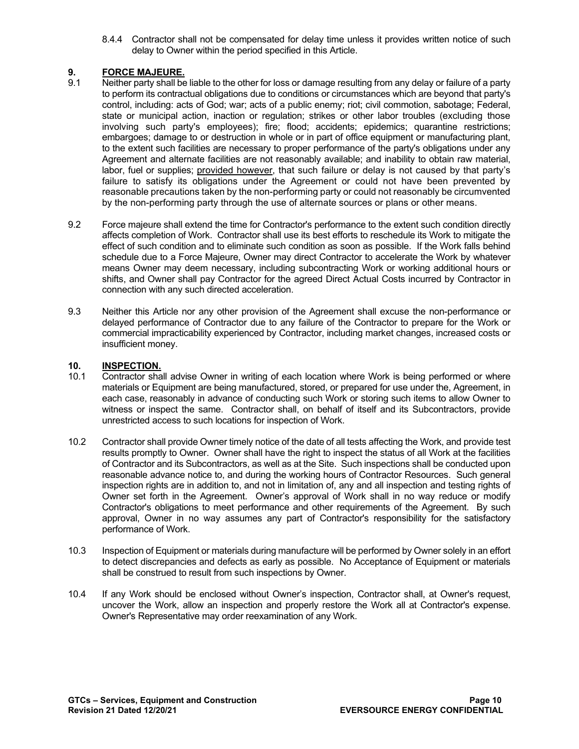8.4.4 Contractor shall not be compensated for delay time unless it provides written notice of such delay to Owner within the period specified in this Article.

## 9. FORCE MAJEURE.

9.1 Neither party shall be liable to the other for loss or damage resulting from any delay or failure of a party to perform its contractual obligations due to conditions or circumstances which are beyond that party's control, including: acts of God; war; acts of a public enemy; riot; civil commotion, sabotage; Federal, state or municipal action, inaction or regulation; strikes or other labor troubles (excluding those involving such party's employees); fire; flood; accidents; epidemics; quarantine restrictions; embargoes; damage to or destruction in whole or in part of office equipment or manufacturing plant, to the extent such facilities are necessary to proper performance of the party's obligations under any Agreement and alternate facilities are not reasonably available; and inability to obtain raw material, labor, fuel or supplies; provided however, that such failure or delay is not caused by that party's failure to satisfy its obligations under the Agreement or could not have been prevented by reasonable precautions taken by the non-performing party or could not reasonably be circumvented by the non-performing party through the use of alternate sources or plans or other means.

9.2 Force majeure shall extend the time for Contractor's performance to the extent such condition directly affects completion of Work. Contractor shall use its best efforts to reschedule its Work to mitigate the effect of such condition and to eliminate such condition as soon as possible. If the Work falls behind schedule due to a Force Majeure, Owner may direct Contractor to accelerate the Work by whatever means Owner may deem necessary, including subcontracting Work or working additional hours or shifts, and Owner shall pay Contractor for the agreed Direct Actual Costs incurred by Contractor in connection with any such directed acceleration.

9.3 Neither this Article nor any other provision of the Agreement shall excuse the non-performance or delayed performance of Contractor due to any failure of the Contractor to prepare for the Work or commercial impracticability experienced by Contractor, including market changes, increased costs or insufficient money.

## 10. INSPECTION.

10.1 Contractor shall advise Owner in writing of each location where Work is being performed or where materials or Equipment are being manufactured, stored, or prepared for use under the, Agreement, in each case, reasonably in advance of conducting such Work or storing such items to allow Owner to witness or inspect the same. Contractor shall, on behalf of itself and its Subcontractors, provide unrestricted access to such locations for inspection of Work.

10.2 Contractor shall provide Owner timely notice of the date of all tests affecting the Work, and provide test results promptly to Owner. Owner shall have the right to inspect the status of all Work at the facilities of Contractor and its Subcontractors, as well as at the Site. Such inspections shall be conducted upon reasonable advance notice to, and during the working hours of Contractor Resources. Such general inspection rights are in addition to, and not in limitation of, any and all inspection and testing rights of Owner set forth in the Agreement. Owner's approval of Work shall in no way reduce or modify Contractor's obligations to meet performance and other requirements of the Agreement. By such approval, Owner in no way assumes any part of Contractor's responsibility for the satisfactory performance of Work.

10.3 Inspection of Equipment or materials during manufacture will be performed by Owner solely in an effort to detect discrepancies and defects as early as possible. No Acceptance of Equipment or materials shall be construed to result from such inspections by Owner.

10.4 If any Work should be enclosed without Owner's inspection, Contractor shall, at Owner's request, uncover the Work, allow an inspection and properly restore the Work all at Contractor's expense. Owner's Representative may order reexamination of any Work.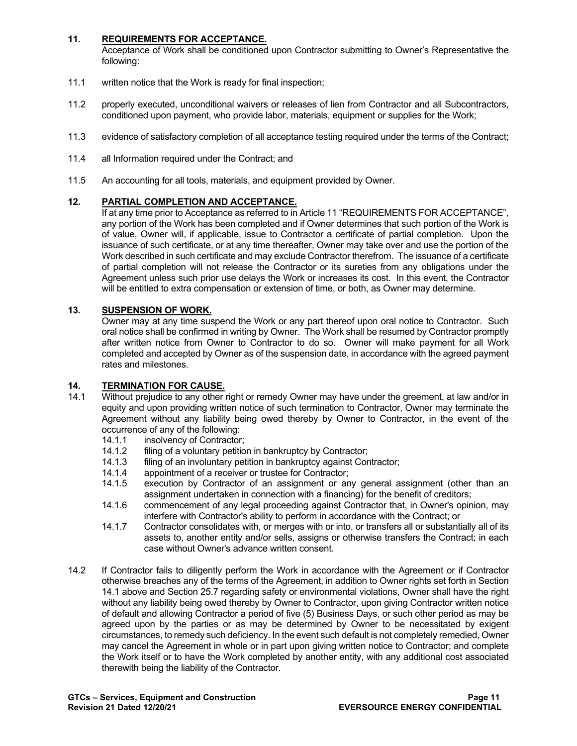## 11. REQUIREMENTS FOR ACCEPTANCE.

Acceptance of Work shall be conditioned upon Contractor submitting to Owner's Representative the following:

11.1 written notice that the Work is ready for final inspection;

11.2 properly executed, unconditional waivers or releases of lien from Contractor and all Subcontractors, conditioned upon payment, who provide labor, materials, equipment or supplies for the Work;

11.3 evidence of satisfactory completion of all acceptance testing required under the terms of the Contract;

11.4 all Information required under the Contract; and

11.5 An accounting for all tools, materials, and equipment provided by Owner.

## 12. PARTIAL COMPLETION AND ACCEPTANCE.

If at any time prior to Acceptance as referred to in Article 11 "REQUIREMENTS FOR ACCEPTANCE", any portion of the Work has been completed and if Owner determines that such portion of the Work is of value, Owner will, if applicable, issue to Contractor a certificate of partial completion. Upon the issuance of such certificate, or at any time thereafter, Owner may take over and use the portion of the Work described in such certificate and may exclude Contractor therefrom. The issuance of a certificate of partial completion will not release the Contractor or its sureties from any obligations under the Agreement unless such prior use delays the Work or increases its cost. In this event, the Contractor will be entitled to extra compensation or extension of time, or both, as Owner may determine.

## 13. SUSPENSION OF WORK.

Owner may at any time suspend the Work or any part thereof upon oral notice to Contractor. Such oral notice shall be confirmed in writing by Owner. The Work shall be resumed by Contractor promptly after written notice from Owner to Contractor to do so. Owner will make payment for all Work completed and accepted by Owner as of the suspension date, in accordance with the agreed payment rates and milestones.

## 14. TERMINATION FOR CAUSE.

14.1 Without prejudice to any other right or remedy Owner may have under the greement, at law and/or in equity and upon providing written notice of such termination to Contractor, Owner may terminate the Agreement without any liability being owed thereby by Owner to Contractor, in the event of the occurrence of any of the following:

14.1.1 insolvency of Contractor;

14.1.2 filing of a voluntary petition in bankruptcy by Contractor;

14.1.3 filing of an involuntary petition in bankruptcy against Contractor;

14.1.4 appointment of a receiver or trustee for Contractor;

14.1.5 execution by Contractor of an assignment or any general assignment (other than an assignment undertaken in connection with a financing) for the benefit of creditors;

14.1.6 commencement of any legal proceeding against Contractor that, in Owner's opinion, may interfere with Contractor's ability to perform in accordance with the Contract; or

14.1.7 Contractor consolidates with, or merges with or into, or transfers all or substantially all of its assets to, another entity and/or sells, assigns or otherwise transfers the Contract; in each case without Owner's advance written consent.

14.2 If Contractor fails to diligently perform the Work in accordance with the Agreement or if Contractor otherwise breaches any of the terms of the Agreement, in addition to Owner rights set forth in Section 14.1 above and Section 25.7 regarding safety or environmental violations, Owner shall have the right without any liability being owed thereby by Owner to Contractor, upon giving Contractor written notice of default and allowing Contractor a period of five (5) Business Days, or such other period as may be agreed upon by the parties or as may be determined by Owner to be necessitated by exigent circumstances, to remedy such deficiency. In the event such default is not completely remedied, Owner may cancel the Agreement in whole or in part upon giving written notice to Contractor; and complete the Work itself or to have the Work completed by another entity, with any additional cost associated therewith being the liability of the Contractor.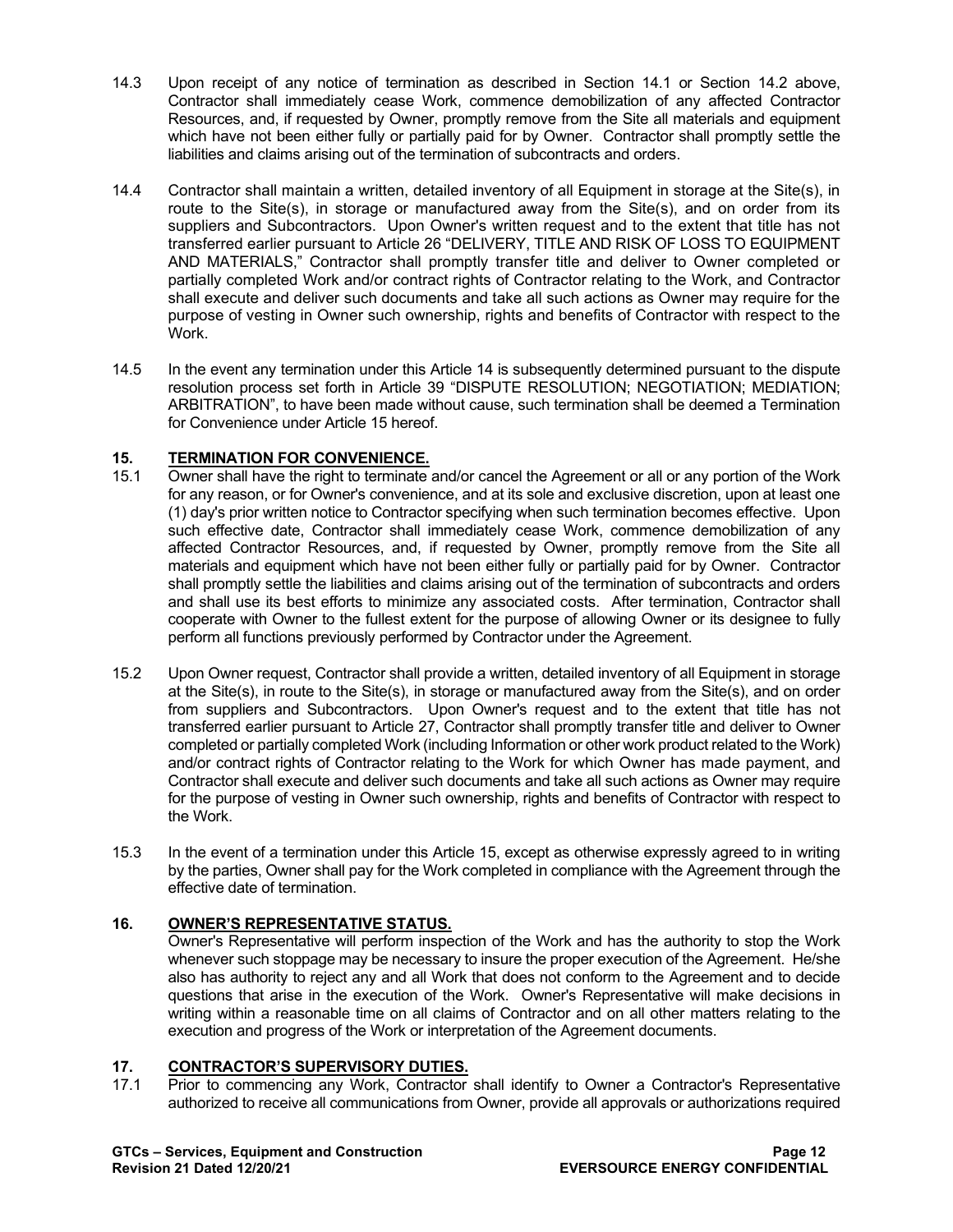14.3 Upon receipt of any notice of termination as described in Section 14.1 or Section 14.2 above, Contractor shall immediately cease Work, commence demobilization of any affected Contractor Resources, and, if requested by Owner, promptly remove from the Site all materials and equipment which have not been either fully or partially paid for by Owner. Contractor shall promptly settle the liabilities and claims arising out of the termination of subcontracts and orders.

14.4 Contractor shall maintain a written, detailed inventory of all Equipment in storage at the Site(s), in route to the Site(s), in storage or manufactured away from the Site(s), and on order from its suppliers and Subcontractors. Upon Owner's written request and to the extent that title has not transferred earlier pursuant to Article 26 "DELIVERY, TITLE AND RISK OF LOSS TO EQUIPMENT AND MATERIALS," Contractor shall promptly transfer title and deliver to Owner completed or partially completed Work and/or contract rights of Contractor relating to the Work, and Contractor shall execute and deliver such documents and take all such actions as Owner may require for the purpose of vesting in Owner such ownership, rights and benefits of Contractor with respect to the Work.

14.5 In the event any termination under this Article 14 is subsequently determined pursuant to the dispute resolution process set forth in Article 39 "DISPUTE RESOLUTION; NEGOTIATION; MEDIATION; ARBITRATION", to have been made without cause, such termination shall be deemed a Termination for Convenience under Article 15 hereof.

## 15. TERMINATION FOR CONVENIENCE.

15.1 Owner shall have the right to terminate and/or cancel the Agreement or all or any portion of the Work for any reason, or for Owner's convenience, and at its sole and exclusive discretion, upon at least one (1) day's prior written notice to Contractor specifying when such termination becomes effective. Upon such effective date, Contractor shall immediately cease Work, commence demobilization of any affected Contractor Resources, and, if requested by Owner, promptly remove from the Site all materials and equipment which have not been either fully or partially paid for by Owner. Contractor shall promptly settle the liabilities and claims arising out of the termination of subcontracts and orders and shall use its best efforts to minimize any associated costs. After termination, Contractor shall cooperate with Owner to the fullest extent for the purpose of allowing Owner or its designee to fully perform all functions previously performed by Contractor under the Agreement.

15.2 Upon Owner request, Contractor shall provide a written, detailed inventory of all Equipment in storage at the Site(s), in route to the Site(s), in storage or manufactured away from the Site(s), and on order from suppliers and Subcontractors. Upon Owner's request and to the extent that title has not transferred earlier pursuant to Article 27, Contractor shall promptly transfer title and deliver to Owner completed or partially completed Work (including Information or other work product related to the Work) and/or contract rights of Contractor relating to the Work for which Owner has made payment, and Contractor shall execute and deliver such documents and take all such actions as Owner may require for the purpose of vesting in Owner such ownership, rights and benefits of Contractor with respect to the Work.

15.3 In the event of a termination under this Article 15, except as otherwise expressly agreed to in writing by the parties, Owner shall pay for the Work completed in compliance with the Agreement through the effective date of termination.

## 16. OWNER'S REPRESENTATIVE STATUS.

Owner's Representative will perform inspection of the Work and has the authority to stop the Work whenever such stoppage may be necessary to insure the proper execution of the Agreement. He/she also has authority to reject any and all Work that does not conform to the Agreement and to decide questions that arise in the execution of the Work. Owner's Representative will make decisions in writing within a reasonable time on all claims of Contractor and on all other matters relating to the execution and progress of the Work or interpretation of the Agreement documents.

## 17. CONTRACTOR'S SUPERVISORY DUTIES.

17.1 Prior to commencing any Work, Contractor shall identify to Owner a Contractor's Representative authorized to receive all communications from Owner, provide all approvals or authorizations required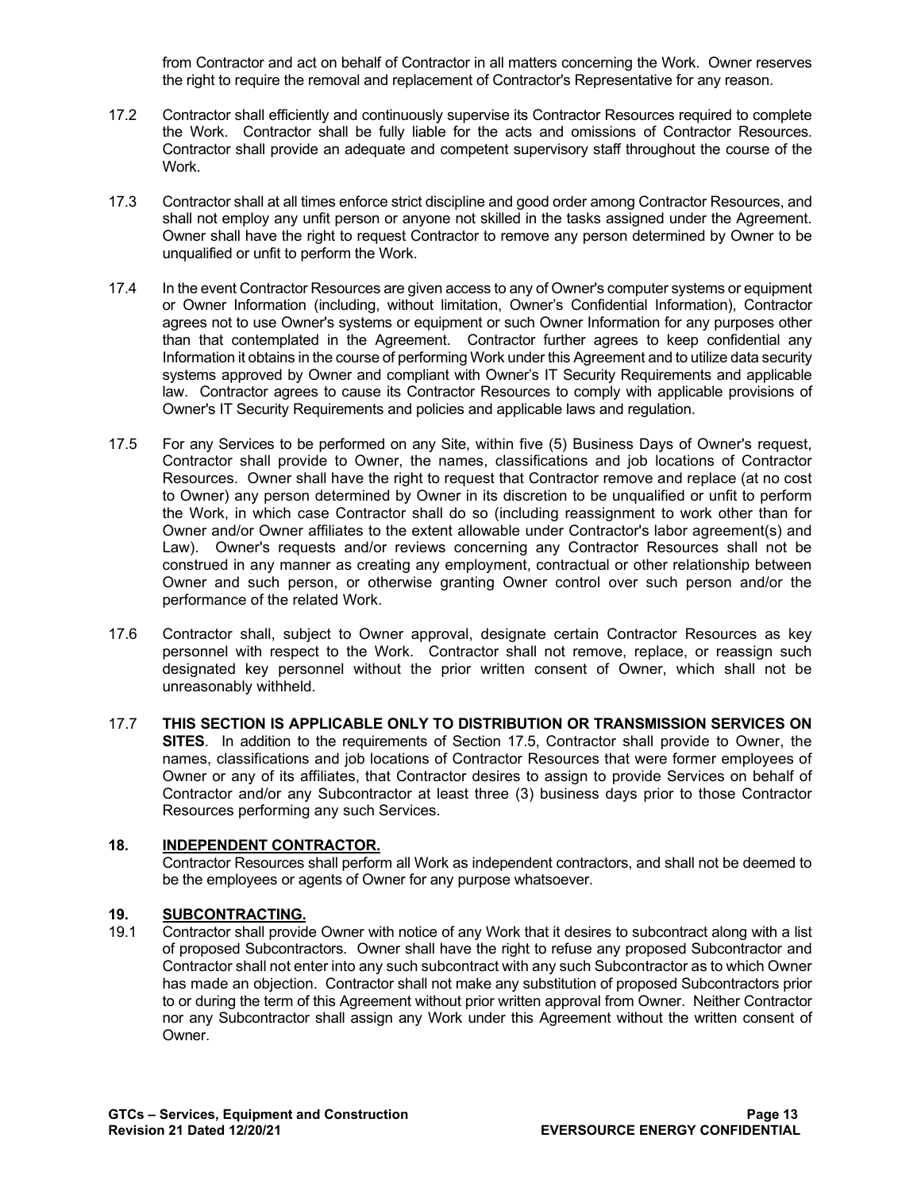from Contractor and act on behalf of Contractor in all matters concerning the Work. Owner reserves the right to require the removal and replacement of Contractor's Representative for any reason.

17.2 Contractor shall efficiently and continuously supervise its Contractor Resources required to complete the Work. Contractor shall be fully liable for the acts and omissions of Contractor Resources. Contractor shall provide an adequate and competent supervisory staff throughout the course of the Work.

17.3 Contractor shall at all times enforce strict discipline and good order among Contractor Resources, and shall not employ any unfit person or anyone not skilled in the tasks assigned under the Agreement. Owner shall have the right to request Contractor to remove any person determined by Owner to be unqualified or unfit to perform the Work.

17.4 In the event Contractor Resources are given access to any of Owner's computer systems or equipment or Owner Information (including, without limitation, Owner's Confidential Information), Contractor agrees not to use Owner's systems or equipment or such Owner Information for any purposes other than that contemplated in the Agreement. Contractor further agrees to keep confidential any Information it obtains in the course of performing Work under this Agreement and to utilize data security systems approved by Owner and compliant with Owner's IT Security Requirements and applicable law. Contractor agrees to cause its Contractor Resources to comply with applicable provisions of Owner's IT Security Requirements and policies and applicable laws and regulation.

17.5 For any Services to be performed on any Site, within five (5) Business Days of Owner's request, Contractor shall provide to Owner, the names, classifications and job locations of Contractor Resources. Owner shall have the right to request that Contractor remove and replace (at no cost to Owner) any person determined by Owner in its discretion to be unqualified or unfit to perform the Work, in which case Contractor shall do so (including reassignment to work other than for Owner and/or Owner affiliates to the extent allowable under Contractor's labor agreement(s) and Law). Owner's requests and/or reviews concerning any Contractor Resources shall not be construed in any manner as creating any employment, contractual or other relationship between Owner and such person, or otherwise granting Owner control over such person and/or the performance of the related Work.

17.6 Contractor shall, subject to Owner approval, designate certain Contractor Resources as key personnel with respect to the Work. Contractor shall not remove, replace, or reassign such designated key personnel without the prior written consent of Owner, which shall not be unreasonably withheld.

17.7 **THIS SECTION IS APPLICABLE ONLY TO DISTRIBUTION OR TRANSMISSION SERVICES ON SITES**. In addition to the requirements of Section 17.5, Contractor shall provide to Owner, the names, classifications and job locations of Contractor Resources that were former employees of Owner or any of its affiliates, that Contractor desires to assign to provide Services on behalf of Contractor and/or any Subcontractor at least three (3) business days prior to those Contractor Resources performing any such Services.

## 18. INDEPENDENT CONTRACTOR.

Contractor Resources shall perform all Work as independent contractors, and shall not be deemed to be the employees or agents of Owner for any purpose whatsoever.

## 19. SUBCONTRACTING.

19.1 Contractor shall provide Owner with notice of any Work that it desires to subcontract along with a list of proposed Subcontractors. Owner shall have the right to refuse any proposed Subcontractor and Contractor shall not enter into any such subcontract with any such Subcontractor as to which Owner has made an objection. Contractor shall not make any substitution of proposed Subcontractors prior to or during the term of this Agreement without prior written approval from Owner. Neither Contractor nor any Subcontractor shall assign any Work under this Agreement without the written consent of Owner.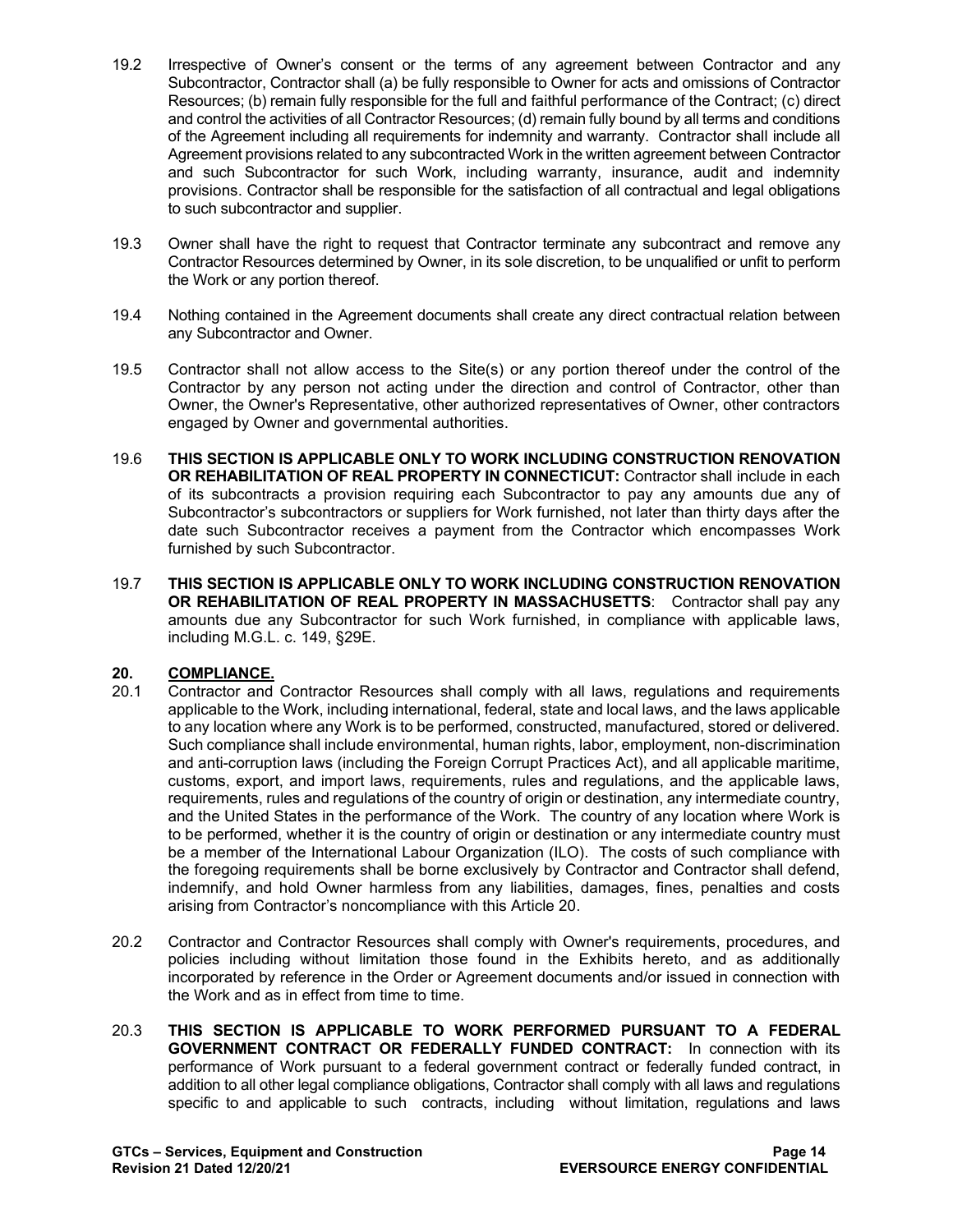19.2 Irrespective of Owner's consent or the terms of any agreement between Contractor and any Subcontractor, Contractor shall (a) be fully responsible to Owner for acts and omissions of Contractor Resources; (b) remain fully responsible for the full and faithful performance of the Contract; (c) direct and control the activities of all Contractor Resources; (d) remain fully bound by all terms and conditions of the Agreement including all requirements for indemnity and warranty. Contractor shall include all Agreement provisions related to any subcontracted Work in the written agreement between Contractor and such Subcontractor for such Work, including warranty, insurance, audit and indemnity provisions. Contractor shall be responsible for the satisfaction of all contractual and legal obligations to such subcontractor and supplier.

19.3 Owner shall have the right to request that Contractor terminate any subcontract and remove any Contractor Resources determined by Owner, in its sole discretion, to be unqualified or unfit to perform the Work or any portion thereof.

19.4 Nothing contained in the Agreement documents shall create any direct contractual relation between any Subcontractor and Owner.

19.5 Contractor shall not allow access to the Site(s) or any portion thereof under the control of the Contractor by any person not acting under the direction and control of Contractor, other than Owner, the Owner's Representative, other authorized representatives of Owner, other contractors engaged by Owner and governmental authorities.

19.6 **THIS SECTION IS APPLICABLE ONLY TO WORK INCLUDING CONSTRUCTION RENOVATION OR REHABILITATION OF REAL PROPERTY IN CONNECTICUT:** Contractor shall include in each of its subcontracts a provision requiring each Subcontractor to pay any amounts due any of Subcontractor's subcontractors or suppliers for Work furnished, not later than thirty days after the date such Subcontractor receives a payment from the Contractor which encompasses Work furnished by such Subcontractor.

19.7 **THIS SECTION IS APPLICABLE ONLY TO WORK INCLUDING CONSTRUCTION RENOVATION OR REHABILITATION OF REAL PROPERTY IN MASSACHUSETTS**: Contractor shall pay any amounts due any Subcontractor for such Work furnished, in compliance with applicable laws, including M.G.L. c. 149, §29E.

## 20. COMPLIANCE.

20.1 Contractor and Contractor Resources shall comply with all laws, regulations and requirements applicable to the Work, including international, federal, state and local laws, and the laws applicable to any location where any Work is to be performed, constructed, manufactured, stored or delivered. Such compliance shall include environmental, human rights, labor, employment, non-discrimination and anti-corruption laws (including the Foreign Corrupt Practices Act), and all applicable maritime, customs, export, and import laws, requirements, rules and regulations, and the applicable laws, requirements, rules and regulations of the country of origin or destination, any intermediate country, and the United States in the performance of the Work. The country of any location where Work is to be performed, whether it is the country of origin or destination or any intermediate country must be a member of the International Labour Organization (ILO). The costs of such compliance with the foregoing requirements shall be borne exclusively by Contractor and Contractor shall defend, indemnify, and hold Owner harmless from any liabilities, damages, fines, penalties and costs arising from Contractor's noncompliance with this Article 20.

20.2 Contractor and Contractor Resources shall comply with Owner's requirements, procedures, and policies including without limitation those found in the Exhibits hereto, and as additionally incorporated by reference in the Order or Agreement documents and/or issued in connection with the Work and as in effect from time to time.

20.3 **THIS SECTION IS APPLICABLE TO WORK PERFORMED PURSUANT TO A FEDERAL GOVERNMENT CONTRACT OR FEDERALLY FUNDED CONTRACT:** In connection with its performance of Work pursuant to a federal government contract or federally funded contract, in addition to all other legal compliance obligations, Contractor shall comply with all laws and regulations specific to and applicable to such contracts, including without limitation, regulations and laws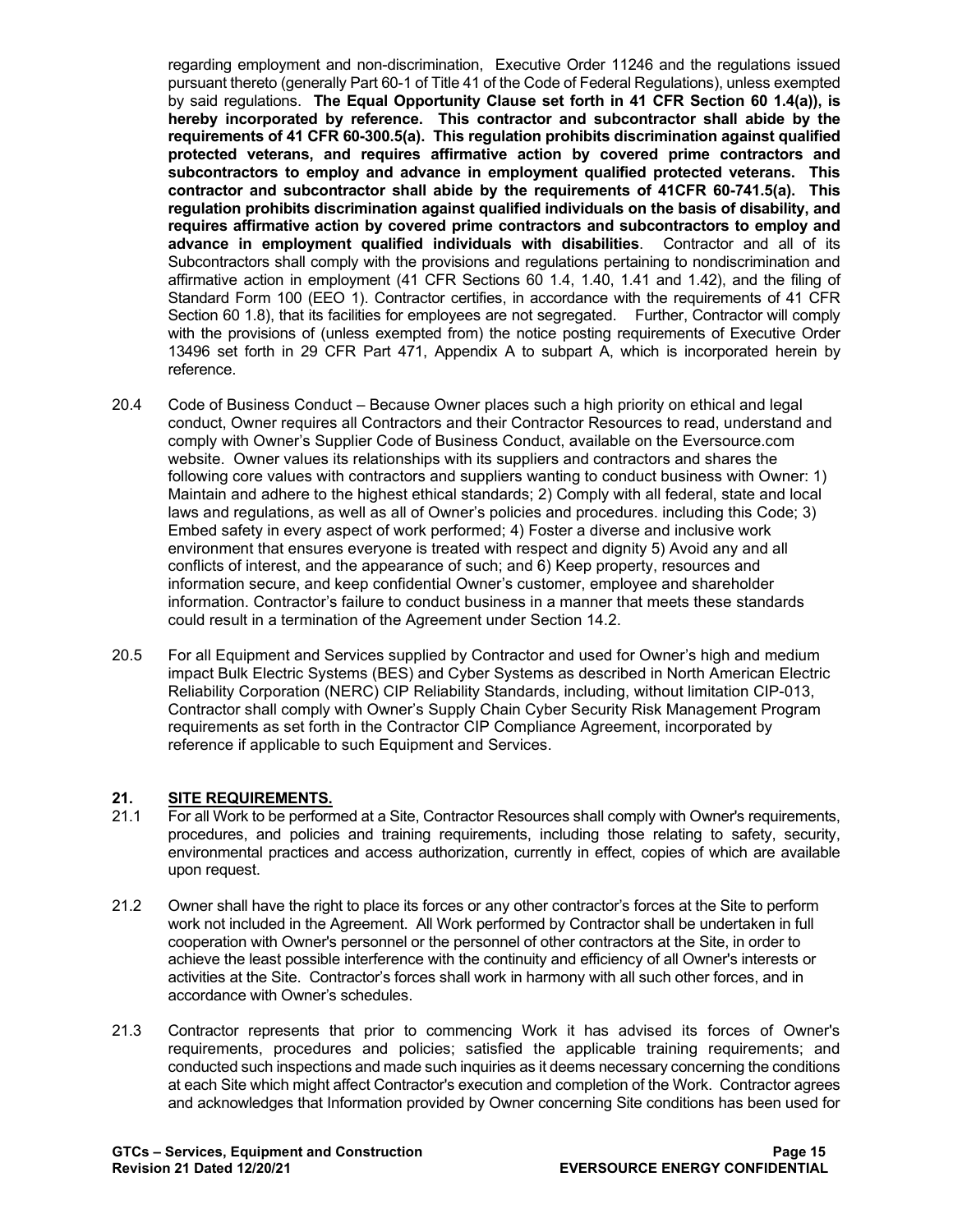regarding employment and non-discrimination, Executive Order 11246 and the regulations issued pursuant thereto (generally Part 60-1 of Title 41 of the Code of Federal Regulations), unless exempted by said regulations. **The Equal Opportunity Clause set forth in 41 CFR Section 60 1.4(a)), is hereby incorporated by reference. This contractor and subcontractor shall abide by the requirements of 41 CFR 60-300.5(a). This regulation prohibits discrimination against qualified protected veterans, and requires affirmative action by covered prime contractors and subcontractors to employ and advance in employment qualified protected veterans. This contractor and subcontractor shall abide by the requirements of 41CFR 60-741.5(a). This regulation prohibits discrimination against qualified individuals on the basis of disability, and requires affirmative action by covered prime contractors and subcontractors to employ and advance in employment qualified individuals with disabilities**. Contractor and all of its Subcontractors shall comply with the provisions and regulations pertaining to nondiscrimination and affirmative action in employment (41 CFR Sections 60 1.4, 1.40, 1.41 and 1.42), and the filing of Standard Form 100 (EEO 1). Contractor certifies, in accordance with the requirements of 41 CFR Section 60 1.8), that its facilities for employees are not segregated. Further, Contractor will comply with the provisions of (unless exempted from) the notice posting requirements of Executive Order 13496 set forth in 29 CFR Part 471, Appendix A to subpart A, which is incorporated herein by reference.

20.4 Code of Business Conduct – Because Owner places such a high priority on ethical and legal conduct, Owner requires all Contractors and their Contractor Resources to read, understand and comply with Owner's Supplier Code of Business Conduct, available on the Eversource.com website. Owner values its relationships with its suppliers and contractors and shares the following core values with contractors and suppliers wanting to conduct business with Owner: 1) Maintain and adhere to the highest ethical standards; 2) Comply with all federal, state and local laws and regulations, as well as all of Owner's policies and procedures. including this Code; 3) Embed safety in every aspect of work performed; 4) Foster a diverse and inclusive work environment that ensures everyone is treated with respect and dignity 5) Avoid any and all conflicts of interest, and the appearance of such; and 6) Keep property, resources and information secure, and keep confidential Owner's customer, employee and shareholder information. Contractor's failure to conduct business in a manner that meets these standards could result in a termination of the Agreement under Section 14.2.

20.5 For all Equipment and Services supplied by Contractor and used for Owner's high and medium impact Bulk Electric Systems (BES) and Cyber Systems as described in North American Electric Reliability Corporation (NERC) CIP Reliability Standards, including, without limitation CIP-013, Contractor shall comply with Owner's Supply Chain Cyber Security Risk Management Program requirements as set forth in the Contractor CIP Compliance Agreement, incorporated by reference if applicable to such Equipment and Services.

## 21. SITE REQUIREMENTS.

21.1 For all Work to be performed at a Site, Contractor Resources shall comply with Owner's requirements, procedures, and policies and training requirements, including those relating to safety, security, environmental practices and access authorization, currently in effect, copies of which are available upon request.

21.2 Owner shall have the right to place its forces or any other contractor's forces at the Site to perform work not included in the Agreement. All Work performed by Contractor shall be undertaken in full cooperation with Owner's personnel or the personnel of other contractors at the Site, in order to achieve the least possible interference with the continuity and efficiency of all Owner's interests or activities at the Site. Contractor's forces shall work in harmony with all such other forces, and in accordance with Owner's schedules.

21.3 Contractor represents that prior to commencing Work it has advised its forces of Owner's requirements, procedures and policies; satisfied the applicable training requirements; and conducted such inspections and made such inquiries as it deems necessary concerning the conditions at each Site which might affect Contractor's execution and completion of the Work. Contractor agrees and acknowledges that Information provided by Owner concerning Site conditions has been used for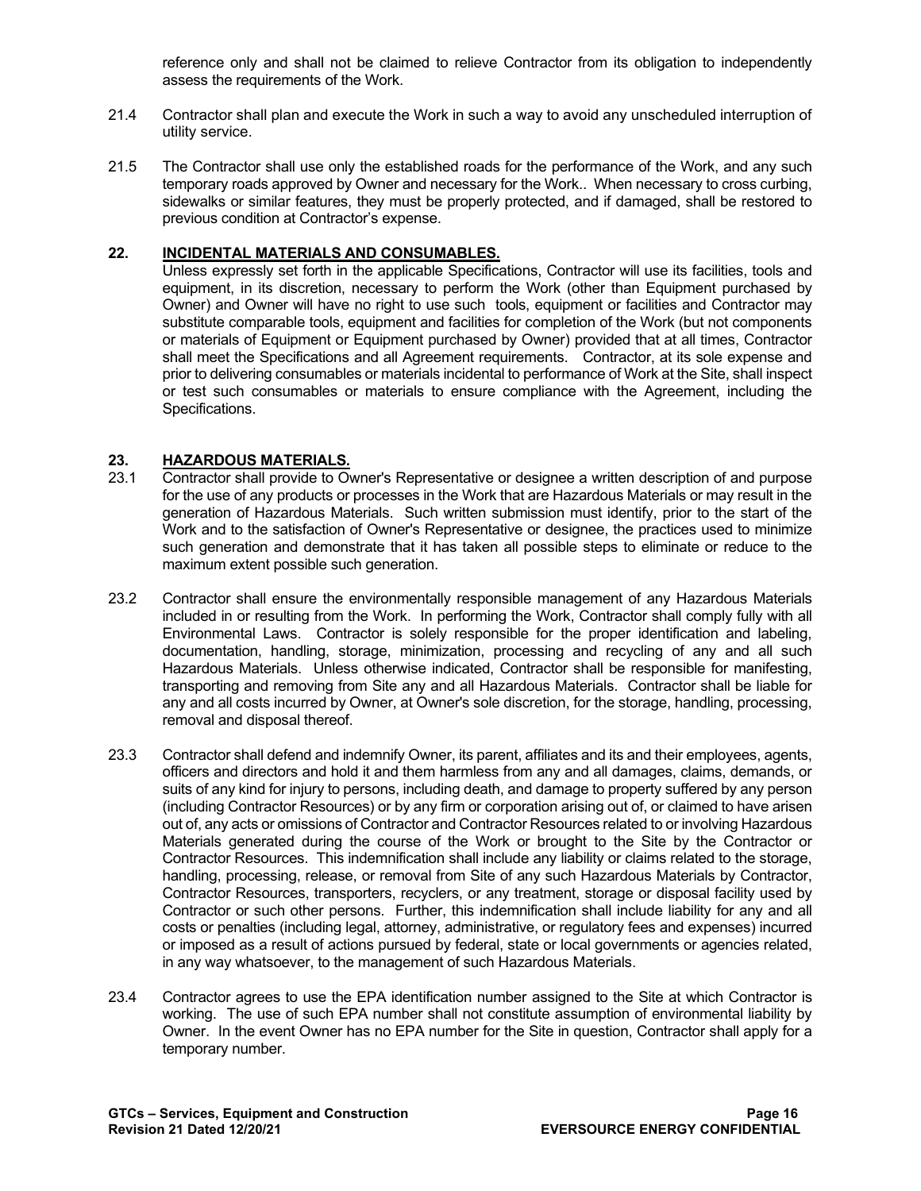reference only and shall not be claimed to relieve Contractor from its obligation to independently assess the requirements of the Work.

21.4 Contractor shall plan and execute the Work in such a way to avoid any unscheduled interruption of utility service.

21.5 The Contractor shall use only the established roads for the performance of the Work, and any such temporary roads approved by Owner and necessary for the Work.. When necessary to cross curbing, sidewalks or similar features, they must be properly protected, and if damaged, shall be restored to previous condition at Contractor's expense.

## 22. INCIDENTAL MATERIALS AND CONSUMABLES.

Unless expressly set forth in the applicable Specifications, Contractor will use its facilities, tools and equipment, in its discretion, necessary to perform the Work (other than Equipment purchased by Owner) and Owner will have no right to use such tools, equipment or facilities and Contractor may substitute comparable tools, equipment and facilities for completion of the Work (but not components or materials of Equipment or Equipment purchased by Owner) provided that at all times, Contractor shall meet the Specifications and all Agreement requirements. Contractor, at its sole expense and prior to delivering consumables or materials incidental to performance of Work at the Site, shall inspect or test such consumables or materials to ensure compliance with the Agreement, including the Specifications.

## 23. HAZARDOUS MATERIALS.

23.1 Contractor shall provide to Owner's Representative or designee a written description of and purpose for the use of any products or processes in the Work that are Hazardous Materials or may result in the generation of Hazardous Materials. Such written submission must identify, prior to the start of the Work and to the satisfaction of Owner's Representative or designee, the practices used to minimize such generation and demonstrate that it has taken all possible steps to eliminate or reduce to the maximum extent possible such generation.

23.2 Contractor shall ensure the environmentally responsible management of any Hazardous Materials included in or resulting from the Work. In performing the Work, Contractor shall comply fully with all Environmental Laws. Contractor is solely responsible for the proper identification and labeling, documentation, handling, storage, minimization, processing and recycling of any and all such Hazardous Materials. Unless otherwise indicated, Contractor shall be responsible for manifesting, transporting and removing from Site any and all Hazardous Materials. Contractor shall be liable for any and all costs incurred by Owner, at Owner's sole discretion, for the storage, handling, processing, removal and disposal thereof.

23.3 Contractor shall defend and indemnify Owner, its parent, affiliates and its and their employees, agents, officers and directors and hold it and them harmless from any and all damages, claims, demands, or suits of any kind for injury to persons, including death, and damage to property suffered by any person (including Contractor Resources) or by any firm or corporation arising out of, or claimed to have arisen out of, any acts or omissions of Contractor and Contractor Resources related to or involving Hazardous Materials generated during the course of the Work or brought to the Site by the Contractor or Contractor Resources. This indemnification shall include any liability or claims related to the storage, handling, processing, release, or removal from Site of any such Hazardous Materials by Contractor, Contractor Resources, transporters, recyclers, or any treatment, storage or disposal facility used by Contractor or such other persons. Further, this indemnification shall include liability for any and all costs or penalties (including legal, attorney, administrative, or regulatory fees and expenses) incurred or imposed as a result of actions pursued by federal, state or local governments or agencies related, in any way whatsoever, to the management of such Hazardous Materials.

23.4 Contractor agrees to use the EPA identification number assigned to the Site at which Contractor is working. The use of such EPA number shall not constitute assumption of environmental liability by Owner. In the event Owner has no EPA number for the Site in question, Contractor shall apply for a temporary number.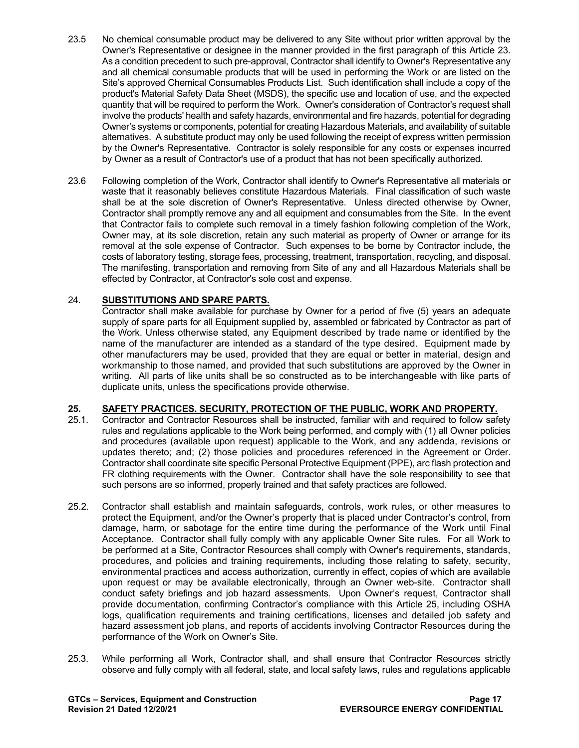23.5 No chemical consumable product may be delivered to any Site without prior written approval by the Owner's Representative or designee in the manner provided in the first paragraph of this Article 23. As a condition precedent to such pre-approval, Contractor shall identify to Owner's Representative any and all chemical consumable products that will be used in performing the Work or are listed on the Site's approved Chemical Consumables Products List. Such identification shall include a copy of the product's Material Safety Data Sheet (MSDS), the specific use and location of use, and the expected quantity that will be required to perform the Work. Owner's consideration of Contractor's request shall involve the products' health and safety hazards, environmental and fire hazards, potential for degrading Owner's systems or components, potential for creating Hazardous Materials, and availability of suitable alternatives. A substitute product may only be used following the receipt of express written permission by the Owner's Representative. Contractor is solely responsible for any costs or expenses incurred by Owner as a result of Contractor's use of a product that has not been specifically authorized.

23.6 Following completion of the Work, Contractor shall identify to Owner's Representative all materials or waste that it reasonably believes constitute Hazardous Materials. Final classification of such waste shall be at the sole discretion of Owner's Representative. Unless directed otherwise by Owner, Contractor shall promptly remove any and all equipment and consumables from the Site. In the event that Contractor fails to complete such removal in a timely fashion following completion of the Work, Owner may, at its sole discretion, retain any such material as property of Owner or arrange for its removal at the sole expense of Contractor. Such expenses to be borne by Contractor include, the costs of laboratory testing, storage fees, processing, treatment, transportation, recycling, and disposal. The manifesting, transportation and removing from Site of any and all Hazardous Materials shall be effected by Contractor, at Contractor's sole cost and expense.

## 24. SUBSTITUTIONS AND SPARE PARTS.

Contractor shall make available for purchase by Owner for a period of five (5) years an adequate supply of spare parts for all Equipment supplied by, assembled or fabricated by Contractor as part of the Work. Unless otherwise stated, any Equipment described by trade name or identified by the name of the manufacturer are intended as a standard of the type desired. Equipment made by other manufacturers may be used, provided that they are equal or better in material, design and workmanship to those named, and provided that such substitutions are approved by the Owner in writing. All parts of like units shall be so constructed as to be interchangeable with like parts of duplicate units, unless the specifications provide otherwise.

## 25. SAFETY PRACTICES. SECURITY, PROTECTION OF THE PUBLIC, WORK AND PROPERTY.

25.1. Contractor and Contractor Resources shall be instructed, familiar with and required to follow safety rules and regulations applicable to the Work being performed, and comply with (1) all Owner policies and procedures (available upon request) applicable to the Work, and any addenda, revisions or updates thereto; and; (2) those policies and procedures referenced in the Agreement or Order. Contractor shall coordinate site specific Personal Protective Equipment (PPE), arc flash protection and FR clothing requirements with the Owner. Contractor shall have the sole responsibility to see that such persons are so informed, properly trained and that safety practices are followed.

25.2. Contractor shall establish and maintain safeguards, controls, work rules, or other measures to protect the Equipment, and/or the Owner's property that is placed under Contractor's control, from damage, harm, or sabotage for the entire time during the performance of the Work until Final Acceptance. Contractor shall fully comply with any applicable Owner Site rules. For all Work to be performed at a Site, Contractor Resources shall comply with Owner's requirements, standards, procedures, and policies and training requirements, including those relating to safety, security, environmental practices and access authorization, currently in effect, copies of which are available upon request or may be available electronically, through an Owner web-site. Contractor shall conduct safety briefings and job hazard assessments. Upon Owner's request, Contractor shall provide documentation, confirming Contractor's compliance with this Article 25, including OSHA logs, qualification requirements and training certifications, licenses and detailed job safety and hazard assessment job plans, and reports of accidents involving Contractor Resources during the performance of the Work on Owner's Site.

25.3. While performing all Work, Contractor shall, and shall ensure that Contractor Resources strictly observe and fully comply with all federal, state, and local safety laws, rules and regulations applicable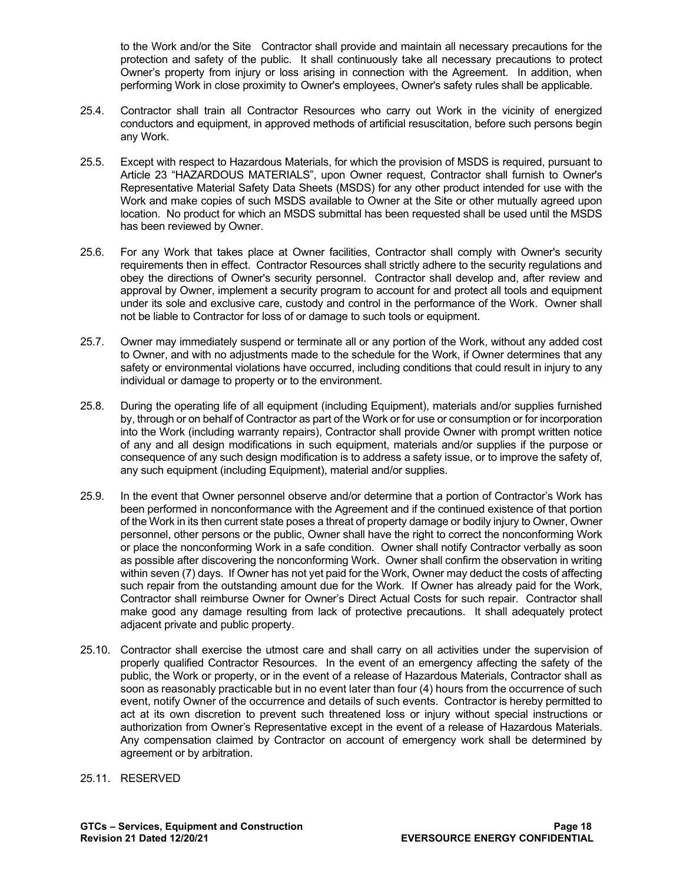to the Work and/or the Site Contractor shall provide and maintain all necessary precautions for the protection and safety of the public. It shall continuously take all necessary precautions to protect Owner's property from injury or loss arising in connection with the Agreement. In addition, when performing Work in close proximity to Owner's employees, Owner's safety rules shall be applicable.

25.4. Contractor shall train all Contractor Resources who carry out Work in the vicinity of energized conductors and equipment, in approved methods of artificial resuscitation, before such persons begin any Work.

25.5. Except with respect to Hazardous Materials, for which the provision of MSDS is required, pursuant to Article 23 "HAZARDOUS MATERIALS", upon Owner request, Contractor shall furnish to Owner's Representative Material Safety Data Sheets (MSDS) for any other product intended for use with the Work and make copies of such MSDS available to Owner at the Site or other mutually agreed upon location. No product for which an MSDS submittal has been requested shall be used until the MSDS has been reviewed by Owner.

25.6. For any Work that takes place at Owner facilities, Contractor shall comply with Owner's security requirements then in effect. Contractor Resources shall strictly adhere to the security regulations and obey the directions of Owner's security personnel. Contractor shall develop and, after review and approval by Owner, implement a security program to account for and protect all tools and equipment under its sole and exclusive care, custody and control in the performance of the Work. Owner shall not be liable to Contractor for loss of or damage to such tools or equipment.

25.7. Owner may immediately suspend or terminate all or any portion of the Work, without any added cost to Owner, and with no adjustments made to the schedule for the Work, if Owner determines that any safety or environmental violations have occurred, including conditions that could result in injury to any individual or damage to property or to the environment.

25.8. During the operating life of all equipment (including Equipment), materials and/or supplies furnished by, through or on behalf of Contractor as part of the Work or for use or consumption or for incorporation into the Work (including warranty repairs), Contractor shall provide Owner with prompt written notice of any and all design modifications in such equipment, materials and/or supplies if the purpose or consequence of any such design modification is to address a safety issue, or to improve the safety of, any such equipment (including Equipment), material and/or supplies.

25.9. In the event that Owner personnel observe and/or determine that a portion of Contractor's Work has been performed in nonconformance with the Agreement and if the continued existence of that portion of the Work in its then current state poses a threat of property damage or bodily injury to Owner, Owner personnel, other persons or the public, Owner shall have the right to correct the nonconforming Work or place the nonconforming Work in a safe condition. Owner shall notify Contractor verbally as soon as possible after discovering the nonconforming Work. Owner shall confirm the observation in writing within seven (7) days. If Owner has not yet paid for the Work, Owner may deduct the costs of affecting such repair from the outstanding amount due for the Work. If Owner has already paid for the Work, Contractor shall reimburse Owner for Owner's Direct Actual Costs for such repair. Contractor shall make good any damage resulting from lack of protective precautions. It shall adequately protect adjacent private and public property.

25.10. Contractor shall exercise the utmost care and shall carry on all activities under the supervision of properly qualified Contractor Resources. In the event of an emergency affecting the safety of the public, the Work or property, or in the event of a release of Hazardous Materials, Contractor shall as soon as reasonably practicable but in no event later than four (4) hours from the occurrence of such event, notify Owner of the occurrence and details of such events. Contractor is hereby permitted to act at its own discretion to prevent such threatened loss or injury without special instructions or authorization from Owner's Representative except in the event of a release of Hazardous Materials. Any compensation claimed by Contractor on account of emergency work shall be determined by agreement or by arbitration.

25.11. RESERVED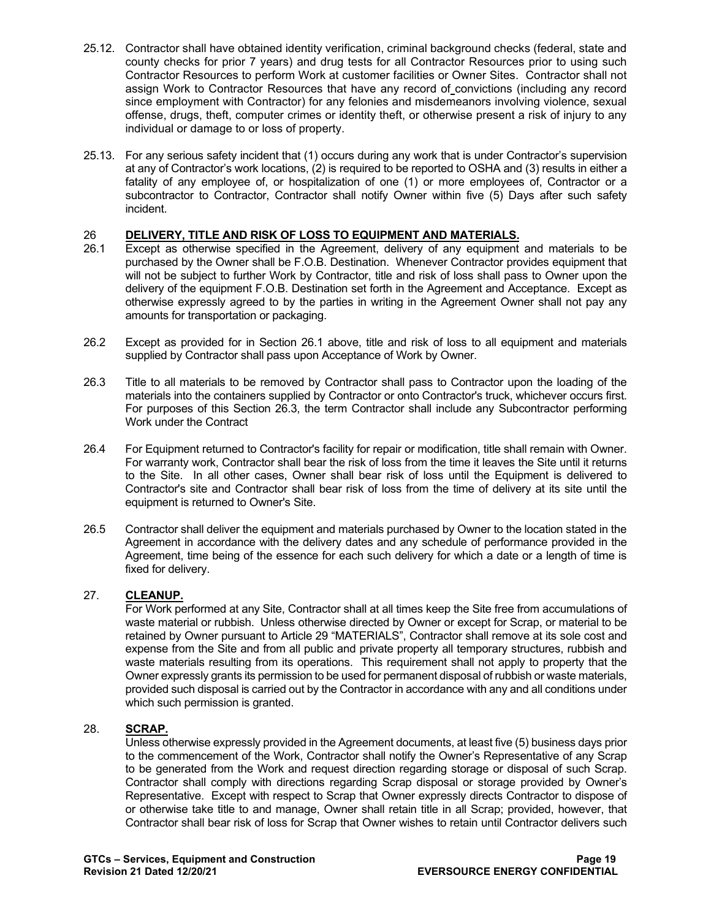25.12. Contractor shall have obtained identity verification, criminal background checks (federal, state and county checks for prior 7 years) and drug tests for all Contractor Resources prior to using such Contractor Resources to perform Work at customer facilities or Owner Sites. Contractor shall not assign Work to Contractor Resources that have any record of convictions (including any record since employment with Contractor) for any felonies and misdemeanors involving violence, sexual offense, drugs, theft, computer crimes or identity theft, or otherwise present a risk of injury to any individual or damage to or loss of property.

25.13. For any serious safety incident that (1) occurs during any work that is under Contractor's supervision at any of Contractor's work locations, (2) is required to be reported to OSHA and (3) results in either a fatality of any employee of, or hospitalization of one (1) or more employees of, Contractor or a subcontractor to Contractor, Contractor shall notify Owner within five (5) Days after such safety incident.

## 26 DELIVERY, TITLE AND RISK OF LOSS TO EQUIPMENT AND MATERIALS.

26.1 Except as otherwise specified in the Agreement, delivery of any equipment and materials to be purchased by the Owner shall be F.O.B. Destination. Whenever Contractor provides equipment that will not be subject to further Work by Contractor, title and risk of loss shall pass to Owner upon the delivery of the equipment F.O.B. Destination set forth in the Agreement and Acceptance. Except as otherwise expressly agreed to by the parties in writing in the Agreement Owner shall not pay any amounts for transportation or packaging.

26.2 Except as provided for in Section 26.1 above, title and risk of loss to all equipment and materials supplied by Contractor shall pass upon Acceptance of Work by Owner.

26.3 Title to all materials to be removed by Contractor shall pass to Contractor upon the loading of the materials into the containers supplied by Contractor or onto Contractor's truck, whichever occurs first. For purposes of this Section 26.3, the term Contractor shall include any Subcontractor performing Work under the Contract

26.4 For Equipment returned to Contractor's facility for repair or modification, title shall remain with Owner. For warranty work, Contractor shall bear the risk of loss from the time it leaves the Site until it returns to the Site. In all other cases, Owner shall bear risk of loss until the Equipment is delivered to Contractor's site and Contractor shall bear risk of loss from the time of delivery at its site until the equipment is returned to Owner's Site.

26.5 Contractor shall deliver the equipment and materials purchased by Owner to the location stated in the Agreement in accordance with the delivery dates and any schedule of performance provided in the Agreement, time being of the essence for each such delivery for which a date or a length of time is fixed for delivery.

## 27. CLEANUP.

For Work performed at any Site, Contractor shall at all times keep the Site free from accumulations of waste material or rubbish. Unless otherwise directed by Owner or except for Scrap, or material to be retained by Owner pursuant to Article 29 "MATERIALS", Contractor shall remove at its sole cost and expense from the Site and from all public and private property all temporary structures, rubbish and waste materials resulting from its operations. This requirement shall not apply to property that the Owner expressly grants its permission to be used for permanent disposal of rubbish or waste materials, provided such disposal is carried out by the Contractor in accordance with any and all conditions under which such permission is granted.

## 28. SCRAP.

Unless otherwise expressly provided in the Agreement documents, at least five (5) business days prior to the commencement of the Work, Contractor shall notify the Owner's Representative of any Scrap to be generated from the Work and request direction regarding storage or disposal of such Scrap. Contractor shall comply with directions regarding Scrap disposal or storage provided by Owner's Representative. Except with respect to Scrap that Owner expressly directs Contractor to dispose of or otherwise take title to and manage, Owner shall retain title in all Scrap; provided, however, that Contractor shall bear risk of loss for Scrap that Owner wishes to retain until Contractor delivers such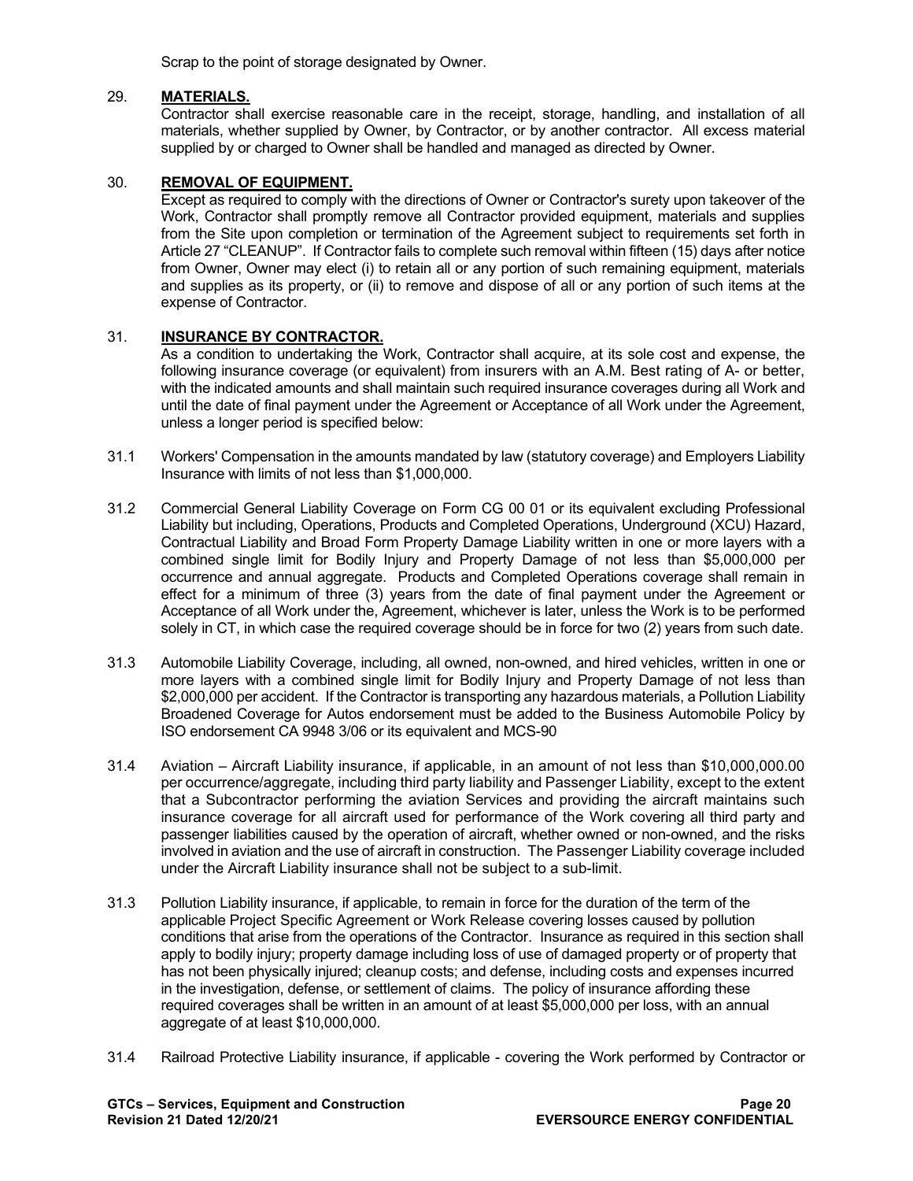Scrap to the point of storage designated by Owner.

29. **MATERIALS.**

Contractor shall exercise reasonable care in the receipt, storage, handling, and installation of all materials, whether supplied by Owner, by Contractor, or by another contractor. All excess material supplied by or charged to Owner shall be handled and managed as directed by Owner.

30. **REMOVAL OF EQUIPMENT.**

Except as required to comply with the directions of Owner or Contractor's surety upon takeover of the Work, Contractor shall promptly remove all Contractor provided equipment, materials and supplies from the Site upon completion or termination of the Agreement subject to requirements set forth in Article 27 "CLEANUP". If Contractor fails to complete such removal within fifteen (15) days after notice from Owner, Owner may elect (i) to retain all or any portion of such remaining equipment, materials and supplies as its property, or (ii) to remove and dispose of all or any portion of such items at the expense of Contractor.

31. **INSURANCE BY CONTRACTOR.**

As a condition to undertaking the Work, Contractor shall acquire, at its sole cost and expense, the following insurance coverage (or equivalent) from insurers with an A.M. Best rating of A- or better, with the indicated amounts and shall maintain such required insurance coverages during all Work and until the date of final payment under the Agreement or Acceptance of all Work under the Agreement, unless a longer period is specified below:

31.1 Workers' Compensation in the amounts mandated by law (statutory coverage) and Employers Liability Insurance with limits of not less than $1,000,000.

31.2 Commercial General Liability Coverage on Form CG 00 01 or its equivalent excluding Professional Liability but including, Operations, Products and Completed Operations, Underground (XCU) Hazard, Contractual Liability and Broad Form Property Damage Liability written in one or more layers with a combined single limit for Bodily Injury and Property Damage of not less than $5,000,000 per occurrence and annual aggregate. Products and Completed Operations coverage shall remain in effect for a minimum of three (3) years from the date of final payment under the Agreement or Acceptance of all Work under the, Agreement, whichever is later, unless the Work is to be performed solely in CT, in which case the required coverage should be in force for two (2) years from such date.

31.3 Automobile Liability Coverage, including, all owned, non-owned, and hired vehicles, written in one or more layers with a combined single limit for Bodily Injury and Property Damage of not less than $2,000,000 per accident. If the Contractor is transporting any hazardous materials, a Pollution Liability Broadened Coverage for Autos endorsement must be added to the Business Automobile Policy by ISO endorsement CA 9948 3/06 or its equivalent and MCS-90

31.4 Aviation – Aircraft Liability insurance, if applicable, in an amount of not less than $10,000,000.00 per occurrence/aggregate, including third party liability and Passenger Liability, except to the extent that a Subcontractor performing the aviation Services and providing the aircraft maintains such insurance coverage for all aircraft used for performance of the Work covering all third party and passenger liabilities caused by the operation of aircraft, whether owned or non-owned, and the risks involved in aviation and the use of aircraft in construction. The Passenger Liability coverage included under the Aircraft Liability insurance shall not be subject to a sub-limit.

31.3 Pollution Liability insurance, if applicable, to remain in force for the duration of the term of the applicable Project Specific Agreement or Work Release covering losses caused by pollution conditions that arise from the operations of the Contractor. Insurance as required in this section shall apply to bodily injury; property damage including loss of use of damaged property or of property that has not been physically injured; cleanup costs; and defense, including costs and expenses incurred in the investigation, defense, or settlement of claims. The policy of insurance affording these required coverages shall be written in an amount of at least $5,000,000 per loss, with an annual aggregate of at least $10,000,000.

31.4 Railroad Protective Liability insurance, if applicable - covering the Work performed by Contractor or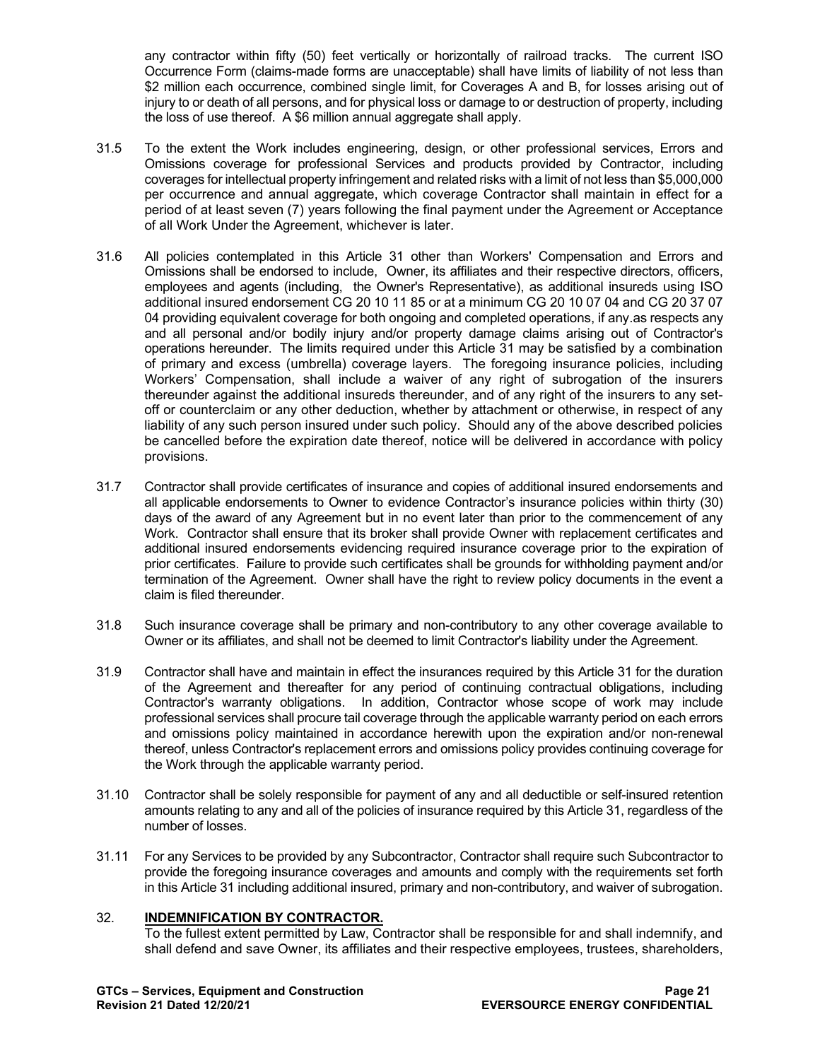any contractor within fifty (50) feet vertically or horizontally of railroad tracks. The current ISO Occurrence Form (claims-made forms are unacceptable) shall have limits of liability of not less than $2 million each occurrence, combined single limit, for Coverages A and B, for losses arising out of injury to or death of all persons, and for physical loss or damage to or destruction of property, including the loss of use thereof. A $6 million annual aggregate shall apply.

31.5 To the extent the Work includes engineering, design, or other professional services, Errors and Omissions coverage for professional Services and products provided by Contractor, including coverages for intellectual property infringement and related risks with a limit of not less than $5,000,000 per occurrence and annual aggregate, which coverage Contractor shall maintain in effect for a period of at least seven (7) years following the final payment under the Agreement or Acceptance of all Work Under the Agreement, whichever is later.

31.6 All policies contemplated in this Article 31 other than Workers' Compensation and Errors and Omissions shall be endorsed to include, Owner, its affiliates and their respective directors, officers, employees and agents (including, the Owner's Representative), as additional insureds using ISO additional insured endorsement CG 20 10 11 85 or at a minimum CG 20 10 07 04 and CG 20 37 07 04 providing equivalent coverage for both ongoing and completed operations, if any.as respects any and all personal and/or bodily injury and/or property damage claims arising out of Contractor's operations hereunder. The limits required under this Article 31 may be satisfied by a combination of primary and excess (umbrella) coverage layers. The foregoing insurance policies, including Workers' Compensation, shall include a waiver of any right of subrogation of the insurers thereunder against the additional insureds thereunder, and of any right of the insurers to any set-off or counterclaim or any other deduction, whether by attachment or otherwise, in respect of any liability of any such person insured under such policy. Should any of the above described policies be cancelled before the expiration date thereof, notice will be delivered in accordance with policy provisions.

31.7 Contractor shall provide certificates of insurance and copies of additional insured endorsements and all applicable endorsements to Owner to evidence Contractor's insurance policies within thirty (30) days of the award of any Agreement but in no event later than prior to the commencement of any Work. Contractor shall ensure that its broker shall provide Owner with replacement certificates and additional insured endorsements evidencing required insurance coverage prior to the expiration of prior certificates. Failure to provide such certificates shall be grounds for withholding payment and/or termination of the Agreement. Owner shall have the right to review policy documents in the event a claim is filed thereunder.

31.8 Such insurance coverage shall be primary and non-contributory to any other coverage available to Owner or its affiliates, and shall not be deemed to limit Contractor's liability under the Agreement.

31.9 Contractor shall have and maintain in effect the insurances required by this Article 31 for the duration of the Agreement and thereafter for any period of continuing contractual obligations, including Contractor's warranty obligations. In addition, Contractor whose scope of work may include professional services shall procure tail coverage through the applicable warranty period on each errors and omissions policy maintained in accordance herewith upon the expiration and/or non-renewal thereof, unless Contractor's replacement errors and omissions policy provides continuing coverage for the Work through the applicable warranty period.

31.10 Contractor shall be solely responsible for payment of any and all deductible or self-insured retention amounts relating to any and all of the policies of insurance required by this Article 31, regardless of the number of losses.

31.11 For any Services to be provided by any Subcontractor, Contractor shall require such Subcontractor to provide the foregoing insurance coverages and amounts and comply with the requirements set forth in this Article 31 including additional insured, primary and non-contributory, and waiver of subrogation.

## 32. **INDEMNIFICATION BY CONTRACTOR.**

To the fullest extent permitted by Law, Contractor shall be responsible for and shall indemnify, and shall defend and save Owner, its affiliates and their respective employees, trustees, shareholders,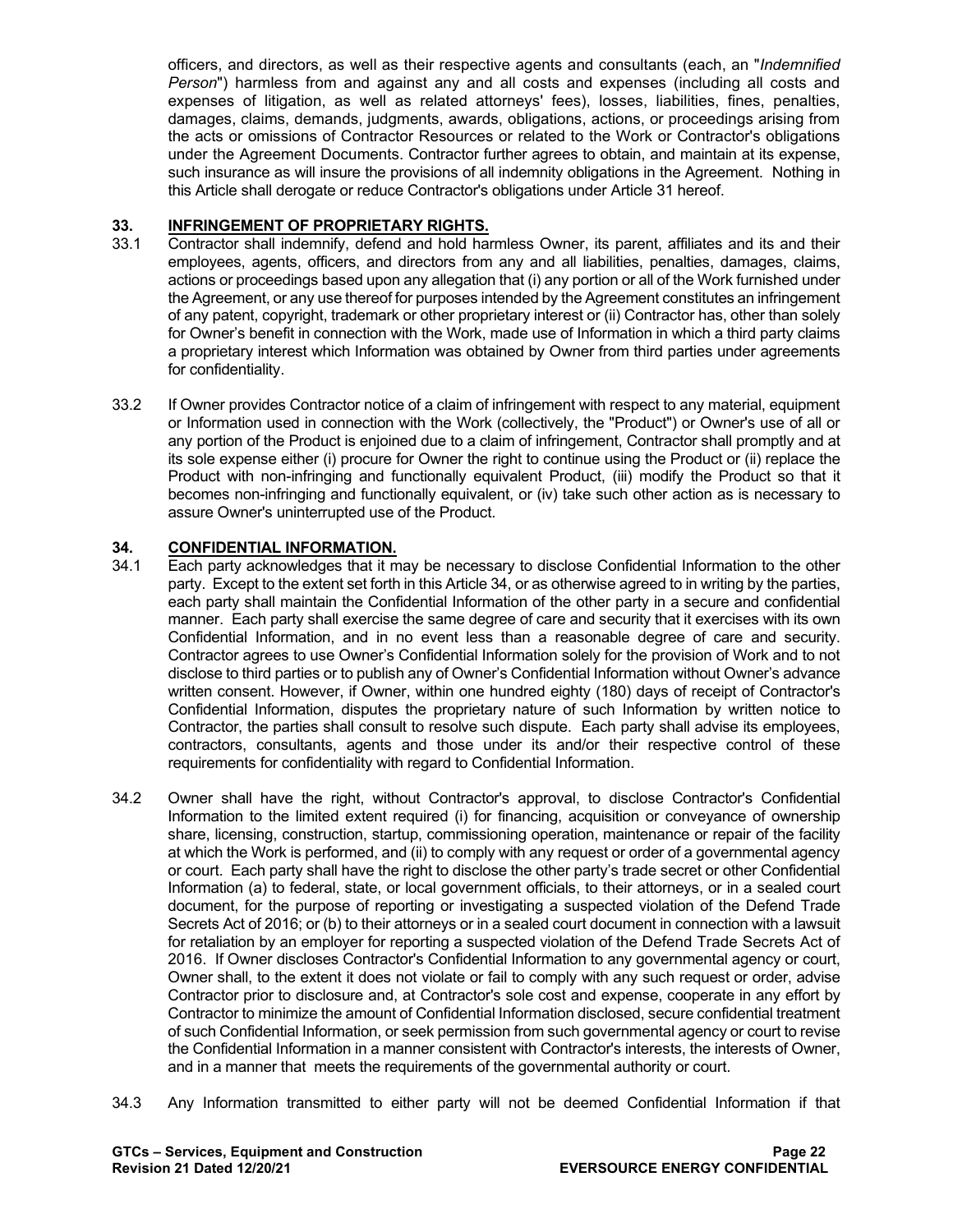officers, and directors, as well as their respective agents and consultants (each, an "*Indemnified Person*") harmless from and against any and all costs and expenses (including all costs and expenses of litigation, as well as related attorneys' fees), losses, liabilities, fines, penalties, damages, claims, demands, judgments, awards, obligations, actions, or proceedings arising from the acts or omissions of Contractor Resources or related to the Work or Contractor's obligations under the Agreement Documents. Contractor further agrees to obtain, and maintain at its expense, such insurance as will insure the provisions of all indemnity obligations in the Agreement. Nothing in this Article shall derogate or reduce Contractor's obligations under Article 31 hereof.

## 33. INFRINGEMENT OF PROPRIETARY RIGHTS.

33.1 Contractor shall indemnify, defend and hold harmless Owner, its parent, affiliates and its and their employees, agents, officers, and directors from any and all liabilities, penalties, damages, claims, actions or proceedings based upon any allegation that (i) any portion or all of the Work furnished under the Agreement, or any use thereof for purposes intended by the Agreement constitutes an infringement of any patent, copyright, trademark or other proprietary interest or (ii) Contractor has, other than solely for Owner's benefit in connection with the Work, made use of Information in which a third party claims a proprietary interest which Information was obtained by Owner from third parties under agreements for confidentiality.

33.2 If Owner provides Contractor notice of a claim of infringement with respect to any material, equipment or Information used in connection with the Work (collectively, the "Product") or Owner's use of all or any portion of the Product is enjoined due to a claim of infringement, Contractor shall promptly and at its sole expense either (i) procure for Owner the right to continue using the Product or (ii) replace the Product with non-infringing and functionally equivalent Product, (iii) modify the Product so that it becomes non-infringing and functionally equivalent, or (iv) take such other action as is necessary to assure Owner's uninterrupted use of the Product.

## 34. CONFIDENTIAL INFORMATION.

34.1 Each party acknowledges that it may be necessary to disclose Confidential Information to the other party. Except to the extent set forth in this Article 34, or as otherwise agreed to in writing by the parties, each party shall maintain the Confidential Information of the other party in a secure and confidential manner. Each party shall exercise the same degree of care and security that it exercises with its own Confidential Information, and in no event less than a reasonable degree of care and security. Contractor agrees to use Owner's Confidential Information solely for the provision of Work and to not disclose to third parties or to publish any of Owner's Confidential Information without Owner's advance written consent. However, if Owner, within one hundred eighty (180) days of receipt of Contractor's Confidential Information, disputes the proprietary nature of such Information by written notice to Contractor, the parties shall consult to resolve such dispute. Each party shall advise its employees, contractors, consultants, agents and those under its and/or their respective control of these requirements for confidentiality with regard to Confidential Information.

34.2 Owner shall have the right, without Contractor's approval, to disclose Contractor's Confidential Information to the limited extent required (i) for financing, acquisition or conveyance of ownership share, licensing, construction, startup, commissioning operation, maintenance or repair of the facility at which the Work is performed, and (ii) to comply with any request or order of a governmental agency or court. Each party shall have the right to disclose the other party's trade secret or other Confidential Information (a) to federal, state, or local government officials, to their attorneys, or in a sealed court document, for the purpose of reporting or investigating a suspected violation of the Defend Trade Secrets Act of 2016; or (b) to their attorneys or in a sealed court document in connection with a lawsuit for retaliation by an employer for reporting a suspected violation of the Defend Trade Secrets Act of 2016. If Owner discloses Contractor's Confidential Information to any governmental agency or court, Owner shall, to the extent it does not violate or fail to comply with any such request or order, advise Contractor prior to disclosure and, at Contractor's sole cost and expense, cooperate in any effort by Contractor to minimize the amount of Confidential Information disclosed, secure confidential treatment of such Confidential Information, or seek permission from such governmental agency or court to revise the Confidential Information in a manner consistent with Contractor's interests, the interests of Owner, and in a manner that meets the requirements of the governmental authority or court.

34.3 Any Information transmitted to either party will not be deemed Confidential Information if that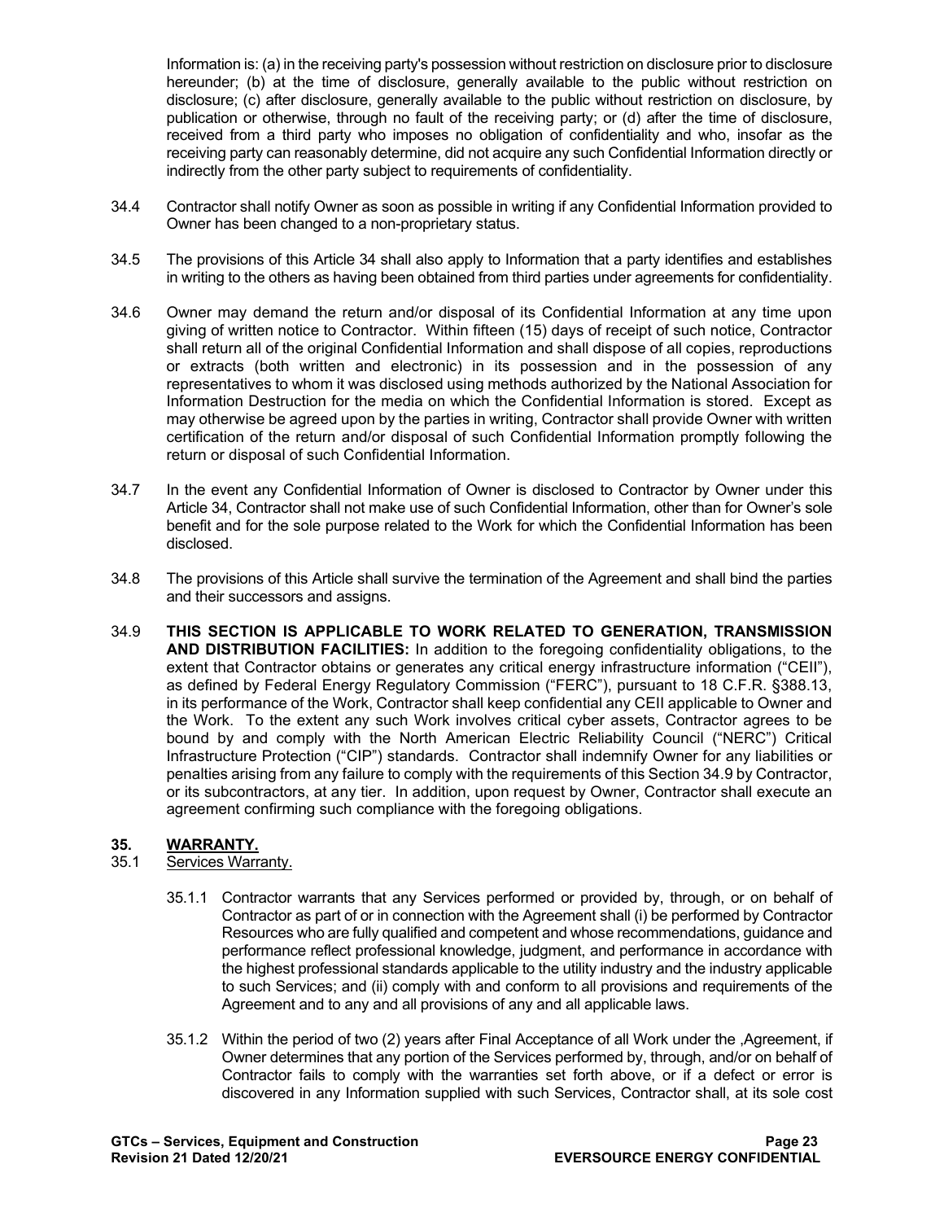Information is: (a) in the receiving party's possession without restriction on disclosure prior to disclosure hereunder; (b) at the time of disclosure, generally available to the public without restriction on disclosure; (c) after disclosure, generally available to the public without restriction on disclosure, by publication or otherwise, through no fault of the receiving party; or (d) after the time of disclosure, received from a third party who imposes no obligation of confidentiality and who, insofar as the receiving party can reasonably determine, did not acquire any such Confidential Information directly or indirectly from the other party subject to requirements of confidentiality.

34.4 Contractor shall notify Owner as soon as possible in writing if any Confidential Information provided to Owner has been changed to a non-proprietary status.

34.5 The provisions of this Article 34 shall also apply to Information that a party identifies and establishes in writing to the others as having been obtained from third parties under agreements for confidentiality.

34.6 Owner may demand the return and/or disposal of its Confidential Information at any time upon giving of written notice to Contractor. Within fifteen (15) days of receipt of such notice, Contractor shall return all of the original Confidential Information and shall dispose of all copies, reproductions or extracts (both written and electronic) in its possession and in the possession of any representatives to whom it was disclosed using methods authorized by the National Association for Information Destruction for the media on which the Confidential Information is stored. Except as may otherwise be agreed upon by the parties in writing, Contractor shall provide Owner with written certification of the return and/or disposal of such Confidential Information promptly following the return or disposal of such Confidential Information.

34.7 In the event any Confidential Information of Owner is disclosed to Contractor by Owner under this Article 34, Contractor shall not make use of such Confidential Information, other than for Owner's sole benefit and for the sole purpose related to the Work for which the Confidential Information has been disclosed.

34.8 The provisions of this Article shall survive the termination of the Agreement and shall bind the parties and their successors and assigns.

34.9 **THIS SECTION IS APPLICABLE TO WORK RELATED TO GENERATION, TRANSMISSION AND DISTRIBUTION FACILITIES:** In addition to the foregoing confidentiality obligations, to the extent that Contractor obtains or generates any critical energy infrastructure information ("CEII"), as defined by Federal Energy Regulatory Commission ("FERC"), pursuant to 18 C.F.R. §388.13, in its performance of the Work, Contractor shall keep confidential any CEII applicable to Owner and the Work. To the extent any such Work involves critical cyber assets, Contractor agrees to be bound by and comply with the North American Electric Reliability Council ("NERC") Critical Infrastructure Protection ("CIP") standards. Contractor shall indemnify Owner for any liabilities or penalties arising from any failure to comply with the requirements of this Section 34.9 by Contractor, or its subcontractors, at any tier. In addition, upon request by Owner, Contractor shall execute an agreement confirming such compliance with the foregoing obligations.

## 35. <u>WARRANTY.</u>

35.1 <u>Services Warranty.</u>

35.1.1 Contractor warrants that any Services performed or provided by, through, or on behalf of Contractor as part of or in connection with the Agreement shall (i) be performed by Contractor Resources who are fully qualified and competent and whose recommendations, guidance and performance reflect professional knowledge, judgment, and performance in accordance with the highest professional standards applicable to the utility industry and the industry applicable to such Services; and (ii) comply with and conform to all provisions and requirements of the Agreement and to any and all provisions of any and all applicable laws.

35.1.2 Within the period of two (2) years after Final Acceptance of all Work under the ,Agreement, if Owner determines that any portion of the Services performed by, through, and/or on behalf of Contractor fails to comply with the warranties set forth above, or if a defect or error is discovered in any Information supplied with such Services, Contractor shall, at its sole cost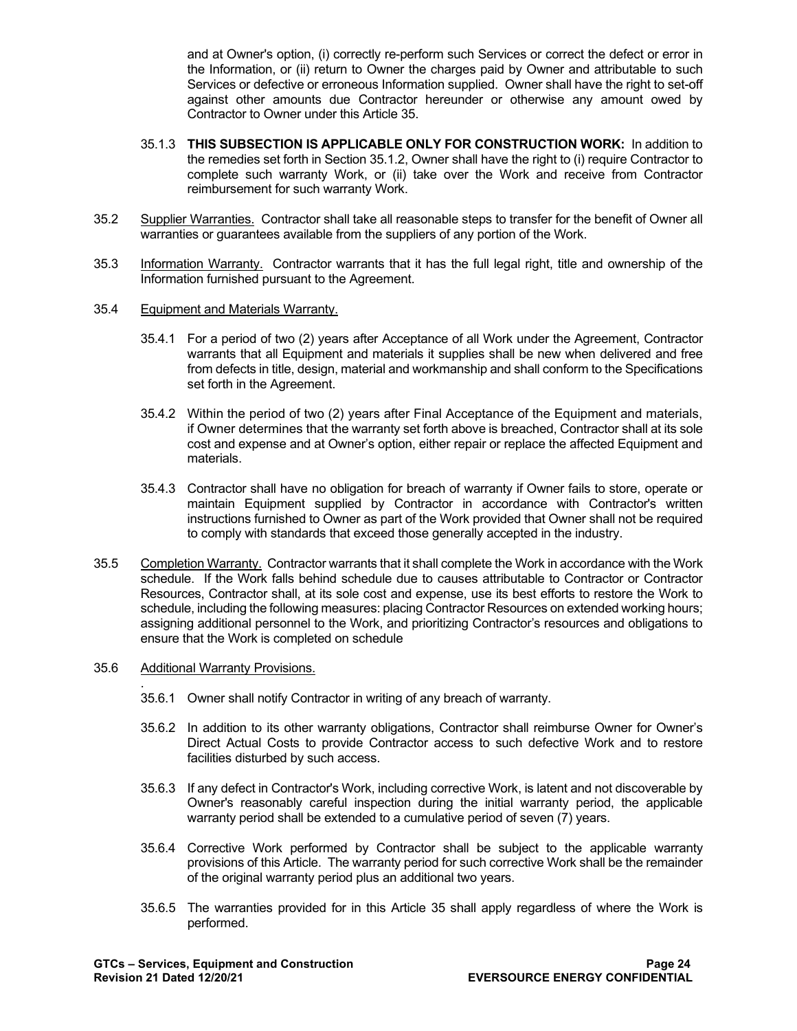and at Owner's option, (i) correctly re-perform such Services or correct the defect or error in the Information, or (ii) return to Owner the charges paid by Owner and attributable to such Services or defective or erroneous Information supplied. Owner shall have the right to set-off against other amounts due Contractor hereunder or otherwise any amount owed by Contractor to Owner under this Article 35.

35.1.3 **THIS SUBSECTION IS APPLICABLE ONLY FOR CONSTRUCTION WORK:** In addition to the remedies set forth in Section 35.1.2, Owner shall have the right to (i) require Contractor to complete such warranty Work, or (ii) take over the Work and receive from Contractor reimbursement for such warranty Work.

35.2 Supplier Warranties. Contractor shall take all reasonable steps to transfer for the benefit of Owner all warranties or guarantees available from the suppliers of any portion of the Work.

35.3 Information Warranty. Contractor warrants that it has the full legal right, title and ownership of the Information furnished pursuant to the Agreement.

35.4 Equipment and Materials Warranty.

35.4.1 For a period of two (2) years after Acceptance of all Work under the Agreement, Contractor warrants that all Equipment and materials it supplies shall be new when delivered and free from defects in title, design, material and workmanship and shall conform to the Specifications set forth in the Agreement.

35.4.2 Within the period of two (2) years after Final Acceptance of the Equipment and materials, if Owner determines that the warranty set forth above is breached, Contractor shall at its sole cost and expense and at Owner's option, either repair or replace the affected Equipment and materials.

35.4.3 Contractor shall have no obligation for breach of warranty if Owner fails to store, operate or maintain Equipment supplied by Contractor in accordance with Contractor's written instructions furnished to Owner as part of the Work provided that Owner shall not be required to comply with standards that exceed those generally accepted in the industry.

35.5 Completion Warranty. Contractor warrants that it shall complete the Work in accordance with the Work schedule. If the Work falls behind schedule due to causes attributable to Contractor or Contractor Resources, Contractor shall, at its sole cost and expense, use its best efforts to restore the Work to schedule, including the following measures: placing Contractor Resources on extended working hours; assigning additional personnel to the Work, and prioritizing Contractor's resources and obligations to ensure that the Work is completed on schedule

35.6 Additional Warranty Provisions.

35.6.1 Owner shall notify Contractor in writing of any breach of warranty.

35.6.2 In addition to its other warranty obligations, Contractor shall reimburse Owner for Owner's Direct Actual Costs to provide Contractor access to such defective Work and to restore facilities disturbed by such access.

35.6.3 If any defect in Contractor's Work, including corrective Work, is latent and not discoverable by Owner's reasonably careful inspection during the initial warranty period, the applicable warranty period shall be extended to a cumulative period of seven (7) years.

35.6.4 Corrective Work performed by Contractor shall be subject to the applicable warranty provisions of this Article. The warranty period for such corrective Work shall be the remainder of the original warranty period plus an additional two years.

35.6.5 The warranties provided for in this Article 35 shall apply regardless of where the Work is performed.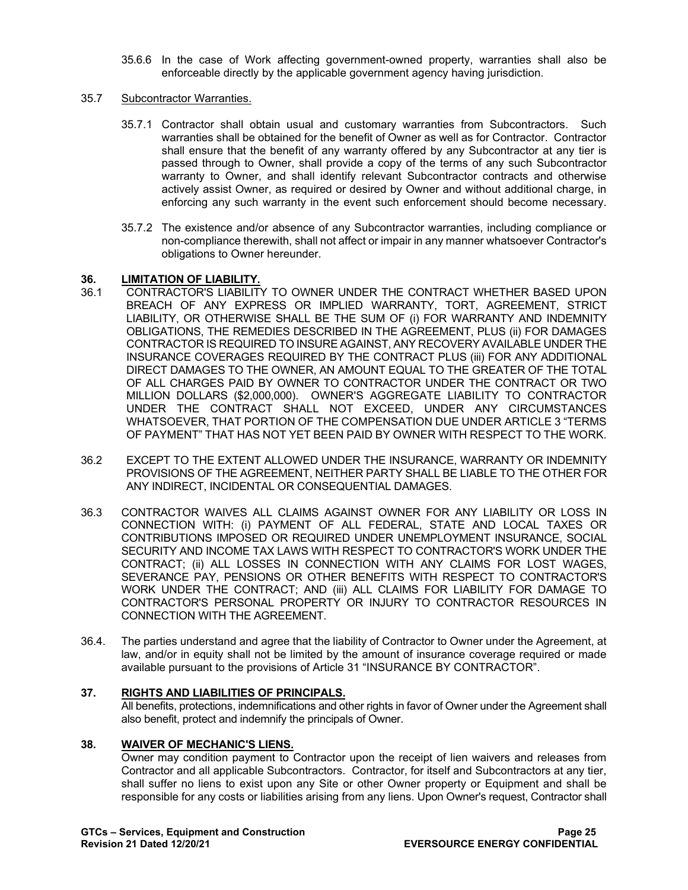35.6.6 In the case of Work affecting government-owned property, warranties shall also be enforceable directly by the applicable government agency having jurisdiction.

35.7 Subcontractor Warranties.

35.7.1 Contractor shall obtain usual and customary warranties from Subcontractors. Such warranties shall be obtained for the benefit of Owner as well as for Contractor. Contractor shall ensure that the benefit of any warranty offered by any Subcontractor at any tier is passed through to Owner, shall provide a copy of the terms of any such Subcontractor warranty to Owner, and shall identify relevant Subcontractor contracts and otherwise actively assist Owner, as required or desired by Owner and without additional charge, in enforcing any such warranty in the event such enforcement should become necessary.

35.7.2 The existence and/or absence of any Subcontractor warranties, including compliance or non-compliance therewith, shall not affect or impair in any manner whatsoever Contractor's obligations to Owner hereunder.

## 36. LIMITATION OF LIABILITY.

36.1 CONTRACTOR'S LIABILITY TO OWNER UNDER THE CONTRACT WHETHER BASED UPON BREACH OF ANY EXPRESS OR IMPLIED WARRANTY, TORT, AGREEMENT, STRICT LIABILITY, OR OTHERWISE SHALL BE THE SUM OF (i) FOR WARRANTY AND INDEMNITY OBLIGATIONS, THE REMEDIES DESCRIBED IN THE AGREEMENT, PLUS (ii) FOR DAMAGES CONTRACTOR IS REQUIRED TO INSURE AGAINST, ANY RECOVERY AVAILABLE UNDER THE INSURANCE COVERAGES REQUIRED BY THE CONTRACT PLUS (iii) FOR ANY ADDITIONAL DIRECT DAMAGES TO THE OWNER, AN AMOUNT EQUAL TO THE GREATER OF THE TOTAL OF ALL CHARGES PAID BY OWNER TO CONTRACTOR UNDER THE CONTRACT OR TWO MILLION DOLLARS ($2,000,000). OWNER'S AGGREGATE LIABILITY TO CONTRACTOR UNDER THE CONTRACT SHALL NOT EXCEED, UNDER ANY CIRCUMSTANCES WHATSOEVER, THAT PORTION OF THE COMPENSATION DUE UNDER ARTICLE 3 "TERMS OF PAYMENT" THAT HAS NOT YET BEEN PAID BY OWNER WITH RESPECT TO THE WORK.

36.2 EXCEPT TO THE EXTENT ALLOWED UNDER THE INSURANCE, WARRANTY OR INDEMNITY PROVISIONS OF THE AGREEMENT, NEITHER PARTY SHALL BE LIABLE TO THE OTHER FOR ANY INDIRECT, INCIDENTAL OR CONSEQUENTIAL DAMAGES.

36.3 CONTRACTOR WAIVES ALL CLAIMS AGAINST OWNER FOR ANY LIABILITY OR LOSS IN CONNECTION WITH: (i) PAYMENT OF ALL FEDERAL, STATE AND LOCAL TAXES OR CONTRIBUTIONS IMPOSED OR REQUIRED UNDER UNEMPLOYMENT INSURANCE, SOCIAL SECURITY AND INCOME TAX LAWS WITH RESPECT TO CONTRACTOR'S WORK UNDER THE CONTRACT; (ii) ALL LOSSES IN CONNECTION WITH ANY CLAIMS FOR LOST WAGES, SEVERANCE PAY, PENSIONS OR OTHER BENEFITS WITH RESPECT TO CONTRACTOR'S WORK UNDER THE CONTRACT; AND (iii) ALL CLAIMS FOR LIABILITY FOR DAMAGE TO CONTRACTOR'S PERSONAL PROPERTY OR INJURY TO CONTRACTOR RESOURCES IN CONNECTION WITH THE AGREEMENT.

36.4. The parties understand and agree that the liability of Contractor to Owner under the Agreement, at law, and/or in equity shall not be limited by the amount of insurance coverage required or made available pursuant to the provisions of Article 31 "INSURANCE BY CONTRACTOR".

## 37. RIGHTS AND LIABILITIES OF PRINCIPALS.

All benefits, protections, indemnifications and other rights in favor of Owner under the Agreement shall also benefit, protect and indemnify the principals of Owner.

## 38. WAIVER OF MECHANIC'S LIENS.

Owner may condition payment to Contractor upon the receipt of lien waivers and releases from Contractor and all applicable Subcontractors. Contractor, for itself and Subcontractors at any tier, shall suffer no liens to exist upon any Site or other Owner property or Equipment and shall be responsible for any costs or liabilities arising from any liens. Upon Owner's request, Contractor shall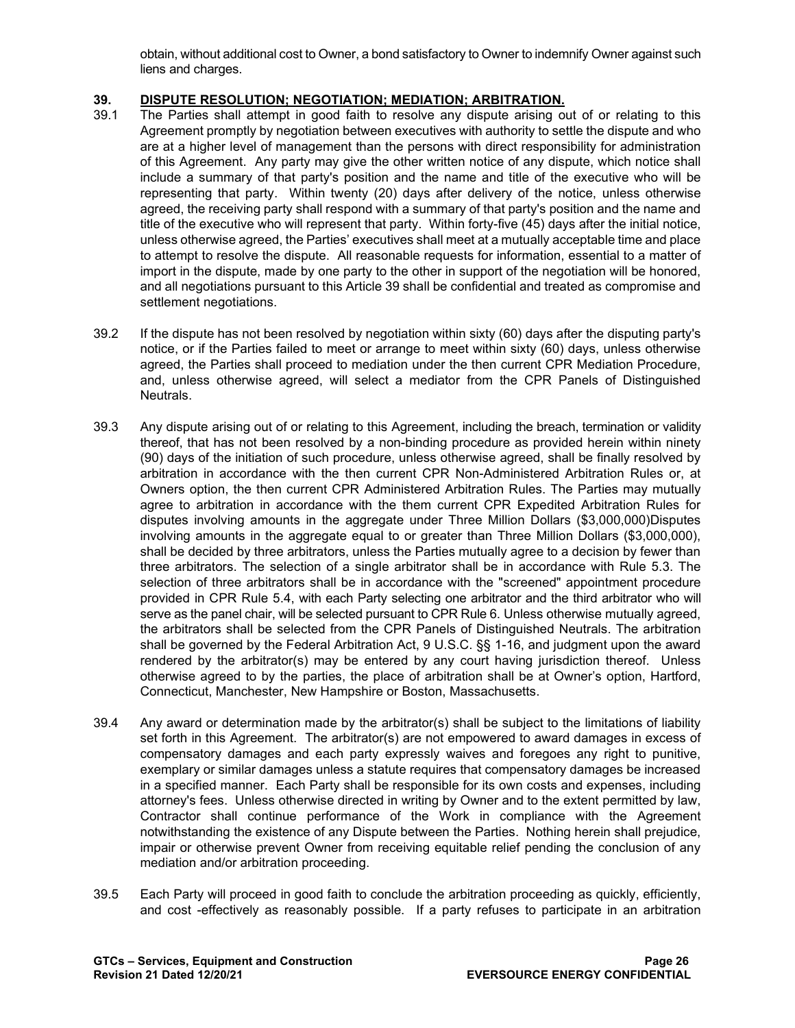obtain, without additional cost to Owner, a bond satisfactory to Owner to indemnify Owner against such liens and charges.

## 39. DISPUTE RESOLUTION; NEGOTIATION; MEDIATION; ARBITRATION.

39.1 The Parties shall attempt in good faith to resolve any dispute arising out of or relating to this Agreement promptly by negotiation between executives with authority to settle the dispute and who are at a higher level of management than the persons with direct responsibility for administration of this Agreement. Any party may give the other written notice of any dispute, which notice shall include a summary of that party's position and the name and title of the executive who will be representing that party. Within twenty (20) days after delivery of the notice, unless otherwise agreed, the receiving party shall respond with a summary of that party's position and the name and title of the executive who will represent that party. Within forty-five (45) days after the initial notice, unless otherwise agreed, the Parties' executives shall meet at a mutually acceptable time and place to attempt to resolve the dispute. All reasonable requests for information, essential to a matter of import in the dispute, made by one party to the other in support of the negotiation will be honored, and all negotiations pursuant to this Article 39 shall be confidential and treated as compromise and settlement negotiations.

39.2 If the dispute has not been resolved by negotiation within sixty (60) days after the disputing party's notice, or if the Parties failed to meet or arrange to meet within sixty (60) days, unless otherwise agreed, the Parties shall proceed to mediation under the then current CPR Mediation Procedure, and, unless otherwise agreed, will select a mediator from the CPR Panels of Distinguished Neutrals.

39.3 Any dispute arising out of or relating to this Agreement, including the breach, termination or validity thereof, that has not been resolved by a non-binding procedure as provided herein within ninety (90) days of the initiation of such procedure, unless otherwise agreed, shall be finally resolved by arbitration in accordance with the then current CPR Non-Administered Arbitration Rules or, at Owners option, the then current CPR Administered Arbitration Rules. The Parties may mutually agree to arbitration in accordance with the them current CPR Expedited Arbitration Rules for disputes involving amounts in the aggregate under Three Million Dollars ($3,000,000)Disputes involving amounts in the aggregate equal to or greater than Three Million Dollars ($3,000,000), shall be decided by three arbitrators, unless the Parties mutually agree to a decision by fewer than three arbitrators. The selection of a single arbitrator shall be in accordance with Rule 5.3. The selection of three arbitrators shall be in accordance with the "screened" appointment procedure provided in CPR Rule 5.4, with each Party selecting one arbitrator and the third arbitrator who will serve as the panel chair, will be selected pursuant to CPR Rule 6. Unless otherwise mutually agreed, the arbitrators shall be selected from the CPR Panels of Distinguished Neutrals. The arbitration shall be governed by the Federal Arbitration Act, 9 U.S.C. §§ 1-16, and judgment upon the award rendered by the arbitrator(s) may be entered by any court having jurisdiction thereof. Unless otherwise agreed to by the parties, the place of arbitration shall be at Owner's option, Hartford, Connecticut, Manchester, New Hampshire or Boston, Massachusetts.

39.4 Any award or determination made by the arbitrator(s) shall be subject to the limitations of liability set forth in this Agreement. The arbitrator(s) are not empowered to award damages in excess of compensatory damages and each party expressly waives and foregoes any right to punitive, exemplary or similar damages unless a statute requires that compensatory damages be increased in a specified manner. Each Party shall be responsible for its own costs and expenses, including attorney's fees. Unless otherwise directed in writing by Owner and to the extent permitted by law, Contractor shall continue performance of the Work in compliance with the Agreement notwithstanding the existence of any Dispute between the Parties. Nothing herein shall prejudice, impair or otherwise prevent Owner from receiving equitable relief pending the conclusion of any mediation and/or arbitration proceeding.

39.5 Each Party will proceed in good faith to conclude the arbitration proceeding as quickly, efficiently, and cost -effectively as reasonably possible. If a party refuses to participate in an arbitration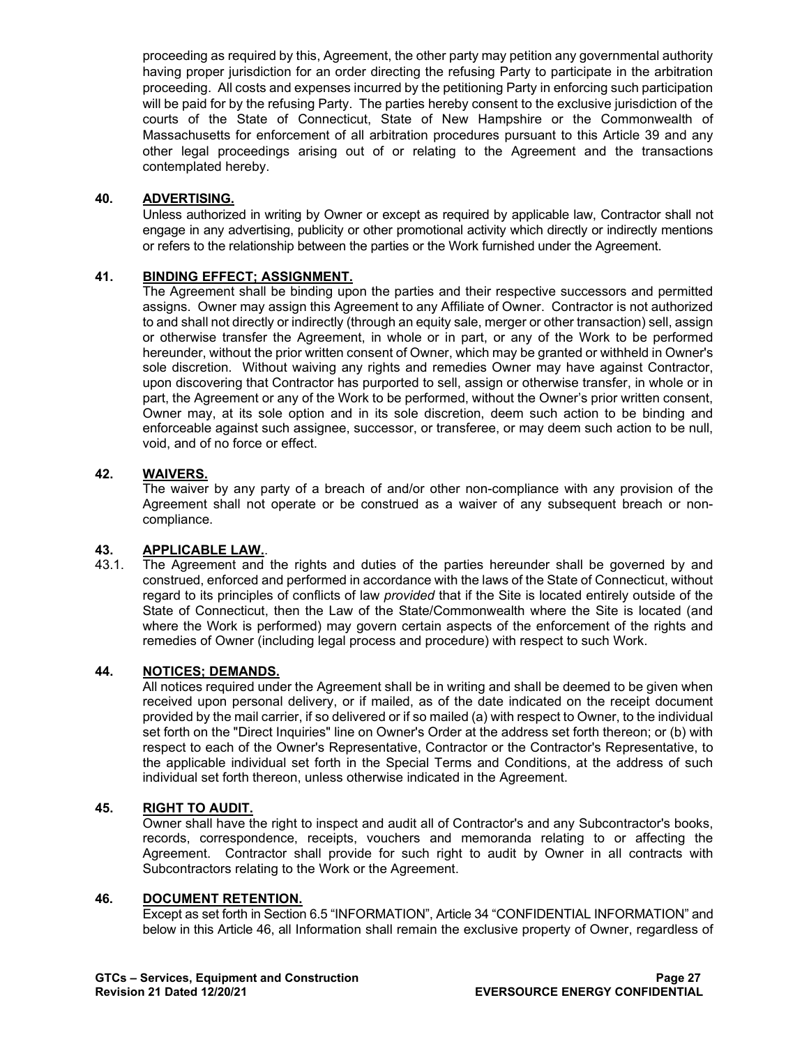proceeding as required by this, Agreement, the other party may petition any governmental authority having proper jurisdiction for an order directing the refusing Party to participate in the arbitration proceeding. All costs and expenses incurred by the petitioning Party in enforcing such participation will be paid for by the refusing Party. The parties hereby consent to the exclusive jurisdiction of the courts of the State of Connecticut, State of New Hampshire or the Commonwealth of Massachusetts for enforcement of all arbitration procedures pursuant to this Article 39 and any other legal proceedings arising out of or relating to the Agreement and the transactions contemplated hereby.

## 40. ADVERTISING.

Unless authorized in writing by Owner or except as required by applicable law, Contractor shall not engage in any advertising, publicity or other promotional activity which directly or indirectly mentions or refers to the relationship between the parties or the Work furnished under the Agreement.

## 41. BINDING EFFECT; ASSIGNMENT.

The Agreement shall be binding upon the parties and their respective successors and permitted assigns. Owner may assign this Agreement to any Affiliate of Owner. Contractor is not authorized to and shall not directly or indirectly (through an equity sale, merger or other transaction) sell, assign or otherwise transfer the Agreement, in whole or in part, or any of the Work to be performed hereunder, without the prior written consent of Owner, which may be granted or withheld in Owner's sole discretion. Without waiving any rights and remedies Owner may have against Contractor, upon discovering that Contractor has purported to sell, assign or otherwise transfer, in whole or in part, the Agreement or any of the Work to be performed, without the Owner's prior written consent, Owner may, at its sole option and in its sole discretion, deem such action to be binding and enforceable against such assignee, successor, or transferee, or may deem such action to be null, void, and of no force or effect.

## 42. WAIVERS.

The waiver by any party of a breach of and/or other non-compliance with any provision of the Agreement shall not operate or be construed as a waiver of any subsequent breach or non-compliance.

## 43. APPLICABLE LAW..

43.1. The Agreement and the rights and duties of the parties hereunder shall be governed by and construed, enforced and performed in accordance with the laws of the State of Connecticut, without regard to its principles of conflicts of law *provided* that if the Site is located entirely outside of the State of Connecticut, then the Law of the State/Commonwealth where the Site is located (and where the Work is performed) may govern certain aspects of the enforcement of the rights and remedies of Owner (including legal process and procedure) with respect to such Work.

## 44. NOTICES; DEMANDS.

All notices required under the Agreement shall be in writing and shall be deemed to be given when received upon personal delivery, or if mailed, as of the date indicated on the receipt document provided by the mail carrier, if so delivered or if so mailed (a) with respect to Owner, to the individual set forth on the "Direct Inquiries" line on Owner's Order at the address set forth thereon; or (b) with respect to each of the Owner's Representative, Contractor or the Contractor's Representative, to the applicable individual set forth in the Special Terms and Conditions, at the address of such individual set forth thereon, unless otherwise indicated in the Agreement.

## 45. RIGHT TO AUDIT.

Owner shall have the right to inspect and audit all of Contractor's and any Subcontractor's books, records, correspondence, receipts, vouchers and memoranda relating to or affecting the Agreement. Contractor shall provide for such right to audit by Owner in all contracts with Subcontractors relating to the Work or the Agreement.

## 46. DOCUMENT RETENTION.

Except as set forth in Section 6.5 "INFORMATION", Article 34 "CONFIDENTIAL INFORMATION" and below in this Article 46, all Information shall remain the exclusive property of Owner, regardless of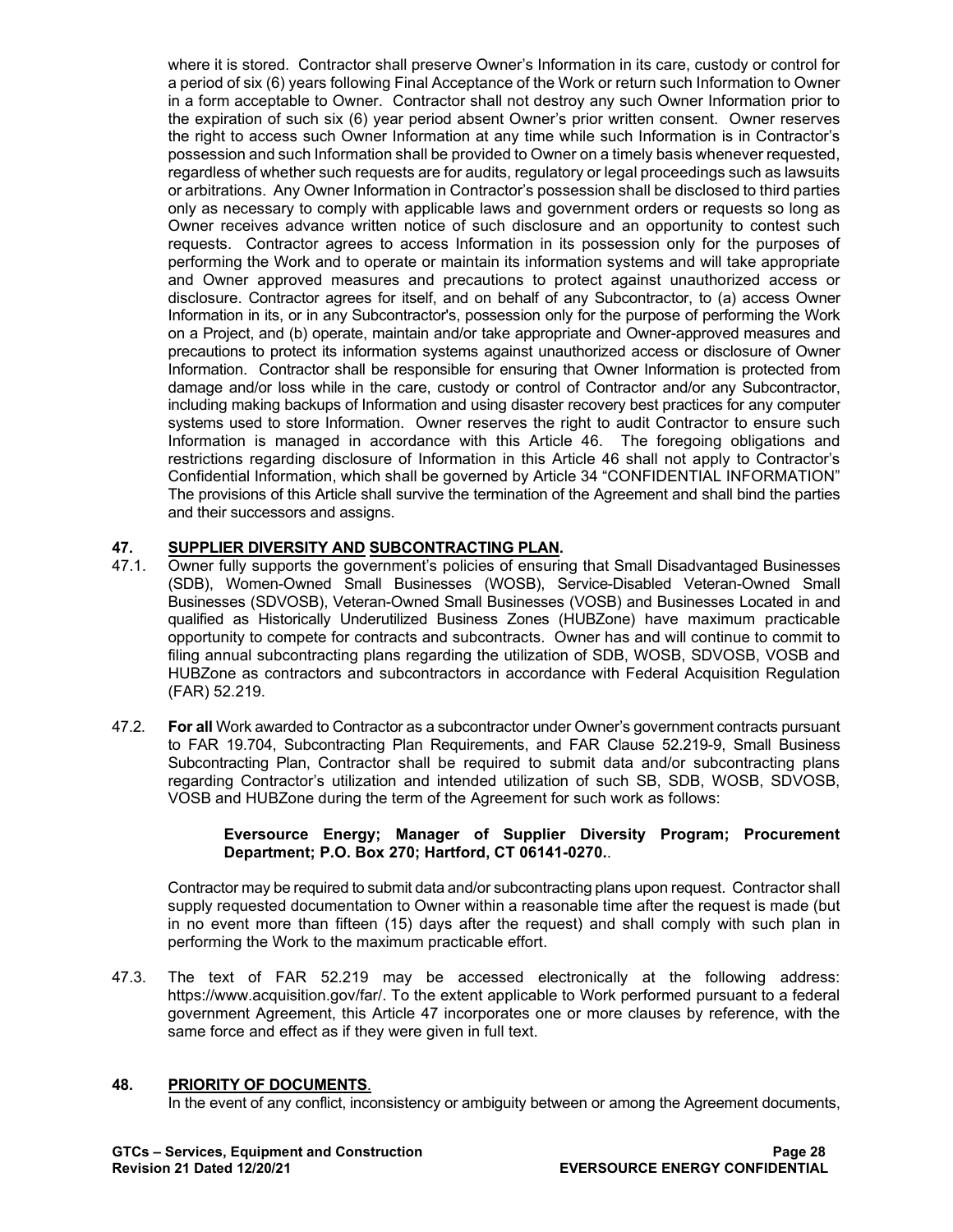where it is stored. Contractor shall preserve Owner's Information in its care, custody or control for a period of six (6) years following Final Acceptance of the Work or return such Information to Owner in a form acceptable to Owner. Contractor shall not destroy any such Owner Information prior to the expiration of such six (6) year period absent Owner's prior written consent. Owner reserves the right to access such Owner Information at any time while such Information is in Contractor's possession and such Information shall be provided to Owner on a timely basis whenever requested, regardless of whether such requests are for audits, regulatory or legal proceedings such as lawsuits or arbitrations. Any Owner Information in Contractor's possession shall be disclosed to third parties only as necessary to comply with applicable laws and government orders or requests so long as Owner receives advance written notice of such disclosure and an opportunity to contest such requests. Contractor agrees to access Information in its possession only for the purposes of performing the Work and to operate or maintain its information systems and will take appropriate and Owner approved measures and precautions to protect against unauthorized access or disclosure. Contractor agrees for itself, and on behalf of any Subcontractor, to (a) access Owner Information in its, or in any Subcontractor's, possession only for the purpose of performing the Work on a Project, and (b) operate, maintain and/or take appropriate and Owner-approved measures and precautions to protect its information systems against unauthorized access or disclosure of Owner Information. Contractor shall be responsible for ensuring that Owner Information is protected from damage and/or loss while in the care, custody or control of Contractor and/or any Subcontractor, including making backups of Information and using disaster recovery best practices for any computer systems used to store Information. Owner reserves the right to audit Contractor to ensure such Information is managed in accordance with this Article 46. The foregoing obligations and restrictions regarding disclosure of Information in this Article 46 shall not apply to Contractor's Confidential Information, which shall be governed by Article 34 "CONFIDENTIAL INFORMATION" The provisions of this Article shall survive the termination of the Agreement and shall bind the parties and their successors and assigns.

## 47. SUPPLIER DIVERSITY AND SUBCONTRACTING PLAN.

47.1. Owner fully supports the government's policies of ensuring that Small Disadvantaged Businesses (SDB), Women-Owned Small Businesses (WOSB), Service-Disabled Veteran-Owned Small Businesses (SDVOSB), Veteran-Owned Small Businesses (VOSB) and Businesses Located in and qualified as Historically Underutilized Business Zones (HUBZone) have maximum practicable opportunity to compete for contracts and subcontracts. Owner has and will continue to commit to filing annual subcontracting plans regarding the utilization of SDB, WOSB, SDVOSB, VOSB and HUBZone as contractors and subcontractors in accordance with Federal Acquisition Regulation (FAR) 52.219.

47.2. **For all** Work awarded to Contractor as a subcontractor under Owner's government contracts pursuant to FAR 19.704, Subcontracting Plan Requirements, and FAR Clause 52.219-9, Small Business Subcontracting Plan, Contractor shall be required to submit data and/or subcontracting plans regarding Contractor's utilization and intended utilization of such SB, SDB, WOSB, SDVOSB, VOSB and HUBZone during the term of the Agreement for such work as follows:

> **Eversource Energy; Manager of Supplier Diversity Program; Procurement Department; P.O. Box 270; Hartford, CT 06141-0270.**.

Contractor may be required to submit data and/or subcontracting plans upon request. Contractor shall supply requested documentation to Owner within a reasonable time after the request is made (but in no event more than fifteen (15) days after the request) and shall comply with such plan in performing the Work to the maximum practicable effort.

47.3. The text of FAR 52.219 may be accessed electronically at the following address: https://www.acquisition.gov/far/. To the extent applicable to Work performed pursuant to a federal government Agreement, this Article 47 incorporates one or more clauses by reference, with the same force and effect as if they were given in full text.

## 48. PRIORITY OF DOCUMENTS.

In the event of any conflict, inconsistency or ambiguity between or among the Agreement documents,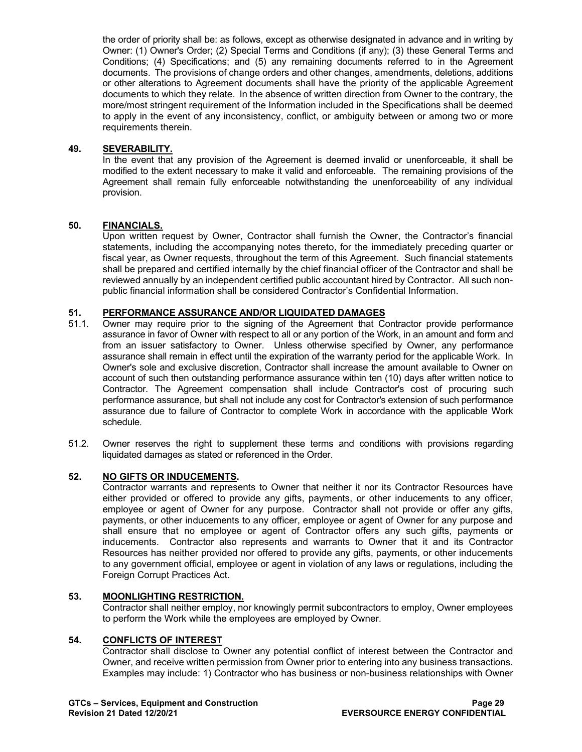the order of priority shall be: as follows, except as otherwise designated in advance and in writing by Owner: (1) Owner's Order; (2) Special Terms and Conditions (if any); (3) these General Terms and Conditions; (4) Specifications; and (5) any remaining documents referred to in the Agreement documents. The provisions of change orders and other changes, amendments, deletions, additions or other alterations to Agreement documents shall have the priority of the applicable Agreement documents to which they relate. In the absence of written direction from Owner to the contrary, the more/most stringent requirement of the Information included in the Specifications shall be deemed to apply in the event of any inconsistency, conflict, or ambiguity between or among two or more requirements therein.

**49. SEVERABILITY.**

In the event that any provision of the Agreement is deemed invalid or unenforceable, it shall be modified to the extent necessary to make it valid and enforceable. The remaining provisions of the Agreement shall remain fully enforceable notwithstanding the unenforceability of any individual provision.

**50. FINANCIALS.**

Upon written request by Owner, Contractor shall furnish the Owner, the Contractor's financial statements, including the accompanying notes thereto, for the immediately preceding quarter or fiscal year, as Owner requests, throughout the term of this Agreement. Such financial statements shall be prepared and certified internally by the chief financial officer of the Contractor and shall be reviewed annually by an independent certified public accountant hired by Contractor. All such non-public financial information shall be considered Contractor's Confidential Information.

**51. PERFORMANCE ASSURANCE AND/OR LIQUIDATED DAMAGES**

51.1. Owner may require prior to the signing of the Agreement that Contractor provide performance assurance in favor of Owner with respect to all or any portion of the Work, in an amount and form and from an issuer satisfactory to Owner. Unless otherwise specified by Owner, any performance assurance shall remain in effect until the expiration of the warranty period for the applicable Work. In Owner's sole and exclusive discretion, Contractor shall increase the amount available to Owner on account of such then outstanding performance assurance within ten (10) days after written notice to Contractor. The Agreement compensation shall include Contractor's cost of procuring such performance assurance, but shall not include any cost for Contractor's extension of such performance assurance due to failure of Contractor to complete Work in accordance with the applicable Work schedule.

51.2. Owner reserves the right to supplement these terms and conditions with provisions regarding liquidated damages as stated or referenced in the Order.

**52. NO GIFTS OR INDUCEMENTS.**

Contractor warrants and represents to Owner that neither it nor its Contractor Resources have either provided or offered to provide any gifts, payments, or other inducements to any officer, employee or agent of Owner for any purpose. Contractor shall not provide or offer any gifts, payments, or other inducements to any officer, employee or agent of Owner for any purpose and shall ensure that no employee or agent of Contractor offers any such gifts, payments or inducements. Contractor also represents and warrants to Owner that it and its Contractor Resources has neither provided nor offered to provide any gifts, payments, or other inducements to any government official, employee or agent in violation of any laws or regulations, including the Foreign Corrupt Practices Act.

**53. MOONLIGHTING RESTRICTION.**

Contractor shall neither employ, nor knowingly permit subcontractors to employ, Owner employees to perform the Work while the employees are employed by Owner.

**54. CONFLICTS OF INTEREST**

Contractor shall disclose to Owner any potential conflict of interest between the Contractor and Owner, and receive written permission from Owner prior to entering into any business transactions. Examples may include: 1) Contractor who has business or non-business relationships with Owner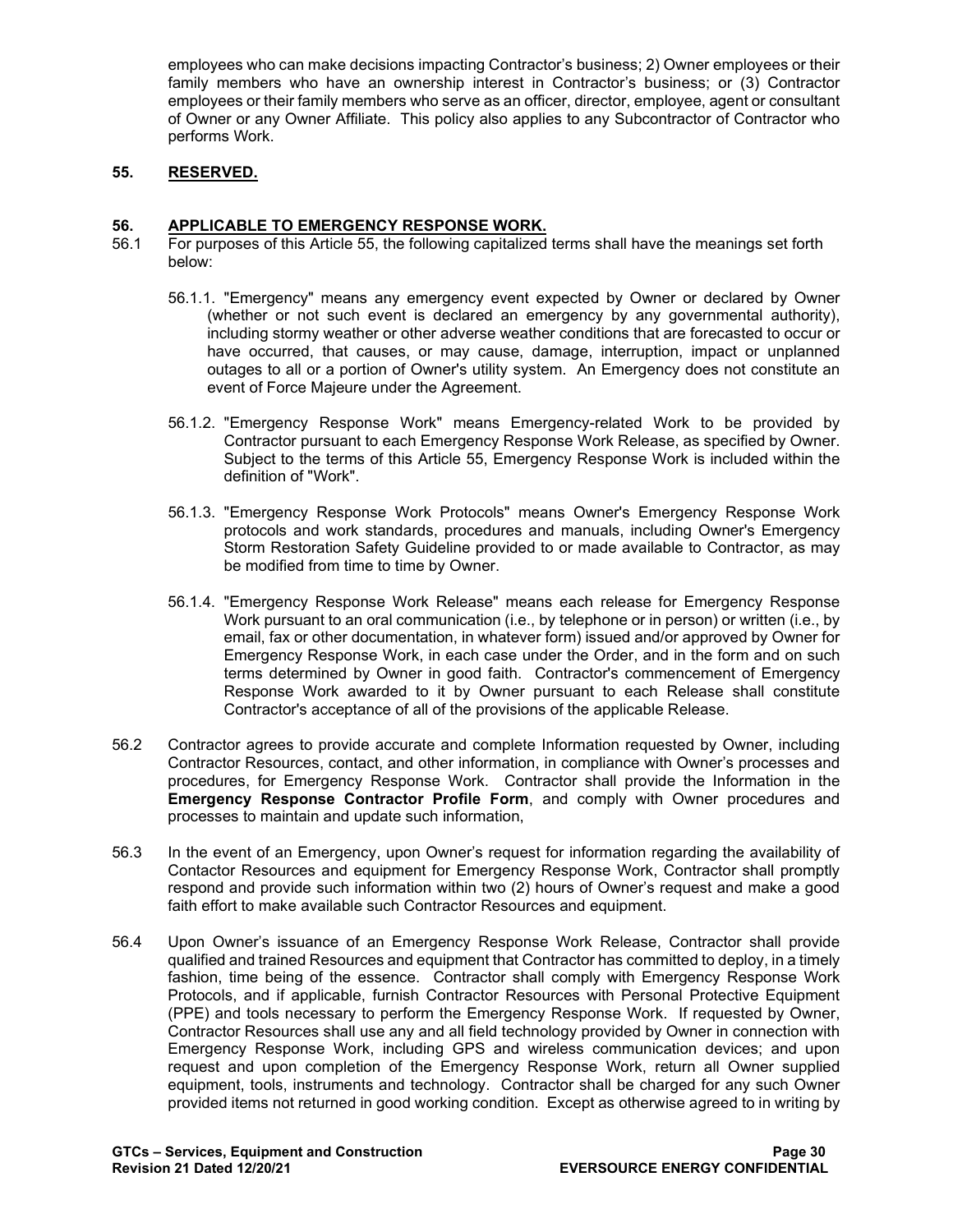employees who can make decisions impacting Contractor's business; 2) Owner employees or their family members who have an ownership interest in Contractor's business; or (3) Contractor employees or their family members who serve as an officer, director, employee, agent or consultant of Owner or any Owner Affiliate. This policy also applies to any Subcontractor of Contractor who performs Work.

## 55. RESERVED.

## 56. APPLICABLE TO EMERGENCY RESPONSE WORK.

56.1 For purposes of this Article 55, the following capitalized terms shall have the meanings set forth below:

56.1.1. "Emergency" means any emergency event expected by Owner or declared by Owner (whether or not such event is declared an emergency by any governmental authority), including stormy weather or other adverse weather conditions that are forecasted to occur or have occurred, that causes, or may cause, damage, interruption, impact or unplanned outages to all or a portion of Owner's utility system. An Emergency does not constitute an event of Force Majeure under the Agreement.

56.1.2. "Emergency Response Work" means Emergency-related Work to be provided by Contractor pursuant to each Emergency Response Work Release, as specified by Owner. Subject to the terms of this Article 55, Emergency Response Work is included within the definition of "Work".

56.1.3. "Emergency Response Work Protocols" means Owner's Emergency Response Work protocols and work standards, procedures and manuals, including Owner's Emergency Storm Restoration Safety Guideline provided to or made available to Contractor, as may be modified from time to time by Owner.

56.1.4. "Emergency Response Work Release" means each release for Emergency Response Work pursuant to an oral communication (i.e., by telephone or in person) or written (i.e., by email, fax or other documentation, in whatever form) issued and/or approved by Owner for Emergency Response Work, in each case under the Order, and in the form and on such terms determined by Owner in good faith. Contractor's commencement of Emergency Response Work awarded to it by Owner pursuant to each Release shall constitute Contractor's acceptance of all of the provisions of the applicable Release.

56.2 Contractor agrees to provide accurate and complete Information requested by Owner, including Contractor Resources, contact, and other information, in compliance with Owner's processes and procedures, for Emergency Response Work. Contractor shall provide the Information in the **Emergency Response Contractor Profile Form**, and comply with Owner procedures and processes to maintain and update such information,

56.3 In the event of an Emergency, upon Owner's request for information regarding the availability of Contactor Resources and equipment for Emergency Response Work, Contractor shall promptly respond and provide such information within two (2) hours of Owner's request and make a good faith effort to make available such Contractor Resources and equipment.

56.4 Upon Owner's issuance of an Emergency Response Work Release, Contractor shall provide qualified and trained Resources and equipment that Contractor has committed to deploy, in a timely fashion, time being of the essence. Contractor shall comply with Emergency Response Work Protocols, and if applicable, furnish Contractor Resources with Personal Protective Equipment (PPE) and tools necessary to perform the Emergency Response Work. If requested by Owner, Contractor Resources shall use any and all field technology provided by Owner in connection with Emergency Response Work, including GPS and wireless communication devices; and upon request and upon completion of the Emergency Response Work, return all Owner supplied equipment, tools, instruments and technology. Contractor shall be charged for any such Owner provided items not returned in good working condition. Except as otherwise agreed to in writing by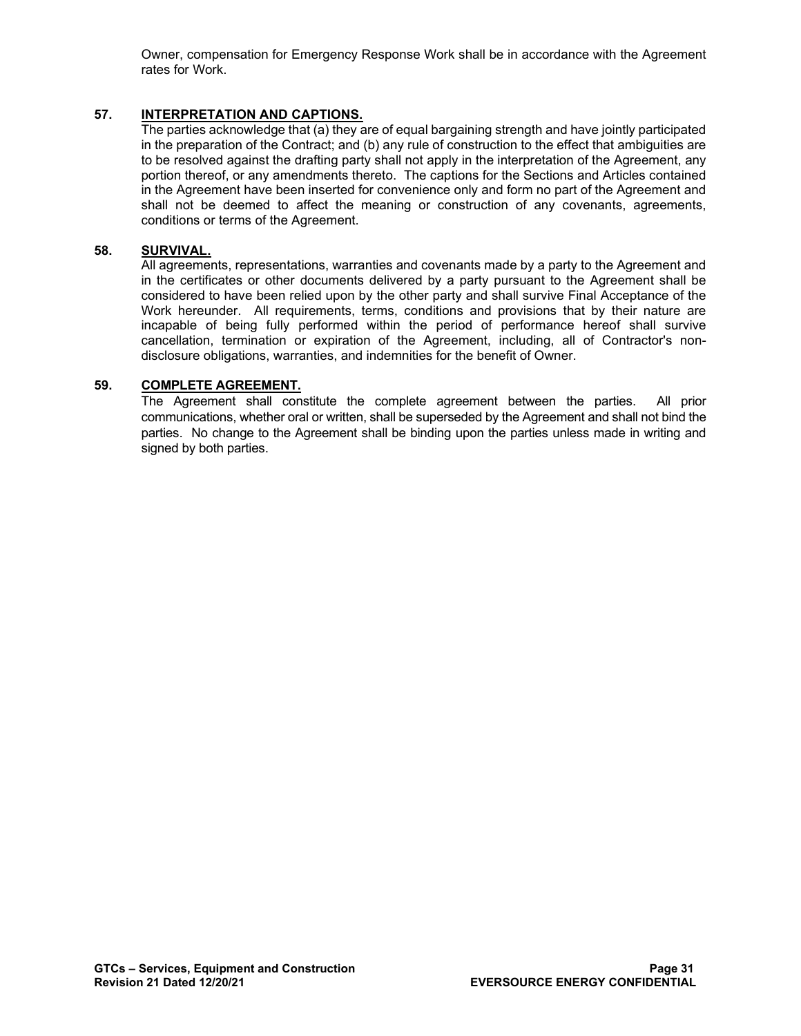Owner, compensation for Emergency Response Work shall be in accordance with the Agreement rates for Work.

## 57. INTERPRETATION AND CAPTIONS.

The parties acknowledge that (a) they are of equal bargaining strength and have jointly participated in the preparation of the Contract; and (b) any rule of construction to the effect that ambiguities are to be resolved against the drafting party shall not apply in the interpretation of the Agreement, any portion thereof, or any amendments thereto. The captions for the Sections and Articles contained in the Agreement have been inserted for convenience only and form no part of the Agreement and shall not be deemed to affect the meaning or construction of any covenants, agreements, conditions or terms of the Agreement.

## 58. SURVIVAL.

All agreements, representations, warranties and covenants made by a party to the Agreement and in the certificates or other documents delivered by a party pursuant to the Agreement shall be considered to have been relied upon by the other party and shall survive Final Acceptance of the Work hereunder. All requirements, terms, conditions and provisions that by their nature are incapable of being fully performed within the period of performance hereof shall survive cancellation, termination or expiration of the Agreement, including, all of Contractor's non-disclosure obligations, warranties, and indemnities for the benefit of Owner.

## 59. COMPLETE AGREEMENT.

The Agreement shall constitute the complete agreement between the parties. All prior communications, whether oral or written, shall be superseded by the Agreement and shall not bind the parties. No change to the Agreement shall be binding upon the parties unless made in writing and signed by both parties.